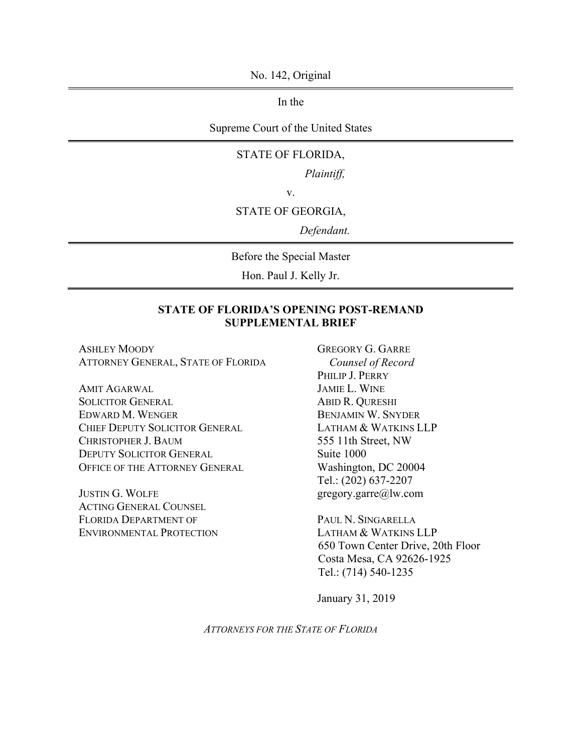No. 142, Original

---

In the

Supreme Court of the United States

---

STATE OF FLORIDA,

*Plaintiff,*

v.

STATE OF GEORGIA,

*Defendant.*

---

Before the Special Master

Hon. Paul J. Kelly Jr.

---

**STATE OF FLORIDA'S OPENING POST-REMAND SUPPLEMENTAL BRIEF**

ASHLEY MOODY
ATTORNEY GENERAL, STATE OF FLORIDA

AMIT AGARWAL
SOLICITOR GENERAL
EDWARD M. WENGER
CHIEF DEPUTY SOLICITOR GENERAL
CHRISTOPHER J. BAUM
DEPUTY SOLICITOR GENERAL
OFFICE OF THE ATTORNEY GENERAL

JUSTIN G. WOLFE
ACTING GENERAL COUNSEL
FLORIDA DEPARTMENT OF
ENVIRONMENTAL PROTECTION

GREGORY G. GARRE
*Counsel of Record*
PHILIP J. PERRY
JAMIE L. WINE
ABID R. QURESHI
BENJAMIN W. SNYDER
LATHAM & WATKINS LLP
555 11th Street, NW
Suite 1000
Washington, DC 20004
Tel.: (202) 637-2207
gregory.garre@lw.com

PAUL N. SINGARELLA
LATHAM & WATKINS LLP
650 Town Center Drive, 20th Floor
Costa Mesa, CA 92626-1925
Tel.: (714) 540-1235

January 31, 2019

*ATTORNEYS FOR THE STATE OF FLORIDA*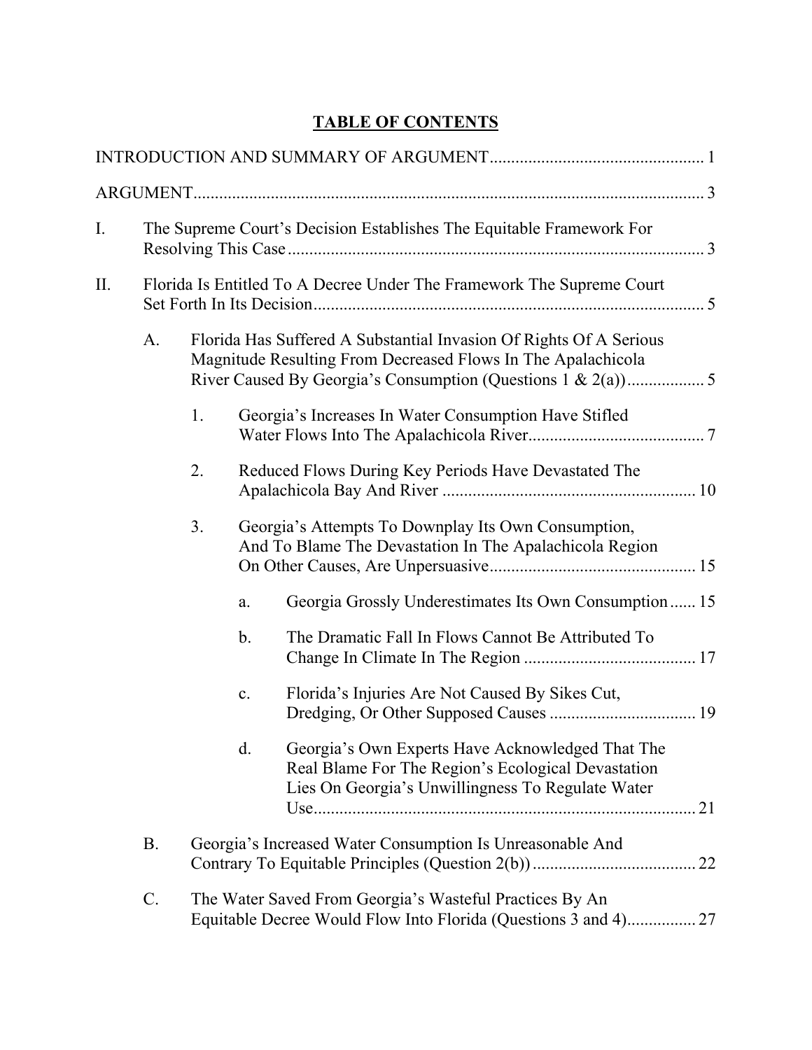# TABLE OF CONTENTS

INTRODUCTION AND SUMMARY OF ARGUMENT .......... 1

ARGUMENT .......... 3

I. The Supreme Court's Decision Establishes The Equitable Framework For Resolving This Case .......... 3

II. Florida Is Entitled To A Decree Under The Framework The Supreme Court Set Forth In Its Decision .......... 5

- A. Florida Has Suffered A Substantial Invasion Of Rights Of A Serious Magnitude Resulting From Decreased Flows In The Apalachicola River Caused By Georgia's Consumption (Questions 1 & 2(a)) .......... 5
  - 1. Georgia's Increases In Water Consumption Have Stifled Water Flows Into The Apalachicola River .......... 7
  - 2. Reduced Flows During Key Periods Have Devastated The Apalachicola Bay And River .......... 10
  - 3. Georgia's Attempts To Downplay Its Own Consumption, And To Blame The Devastation In The Apalachicola Region On Other Causes, Are Unpersuasive .......... 15
    - a. Georgia Grossly Underestimates Its Own Consumption .......... 15
    - b. The Dramatic Fall In Flows Cannot Be Attributed To Change In Climate In The Region .......... 17
    - c. Florida's Injuries Are Not Caused By Sikes Cut, Dredging, Or Other Supposed Causes .......... 19
    - d. Georgia's Own Experts Have Acknowledged That The Real Blame For The Region's Ecological Devastation Lies On Georgia's Unwillingness To Regulate Water Use .......... 21
- B. Georgia's Increased Water Consumption Is Unreasonable And Contrary To Equitable Principles (Question 2(b)) .......... 22
- C. The Water Saved From Georgia's Wasteful Practices By An Equitable Decree Would Flow Into Florida (Questions 3 and 4) .......... 27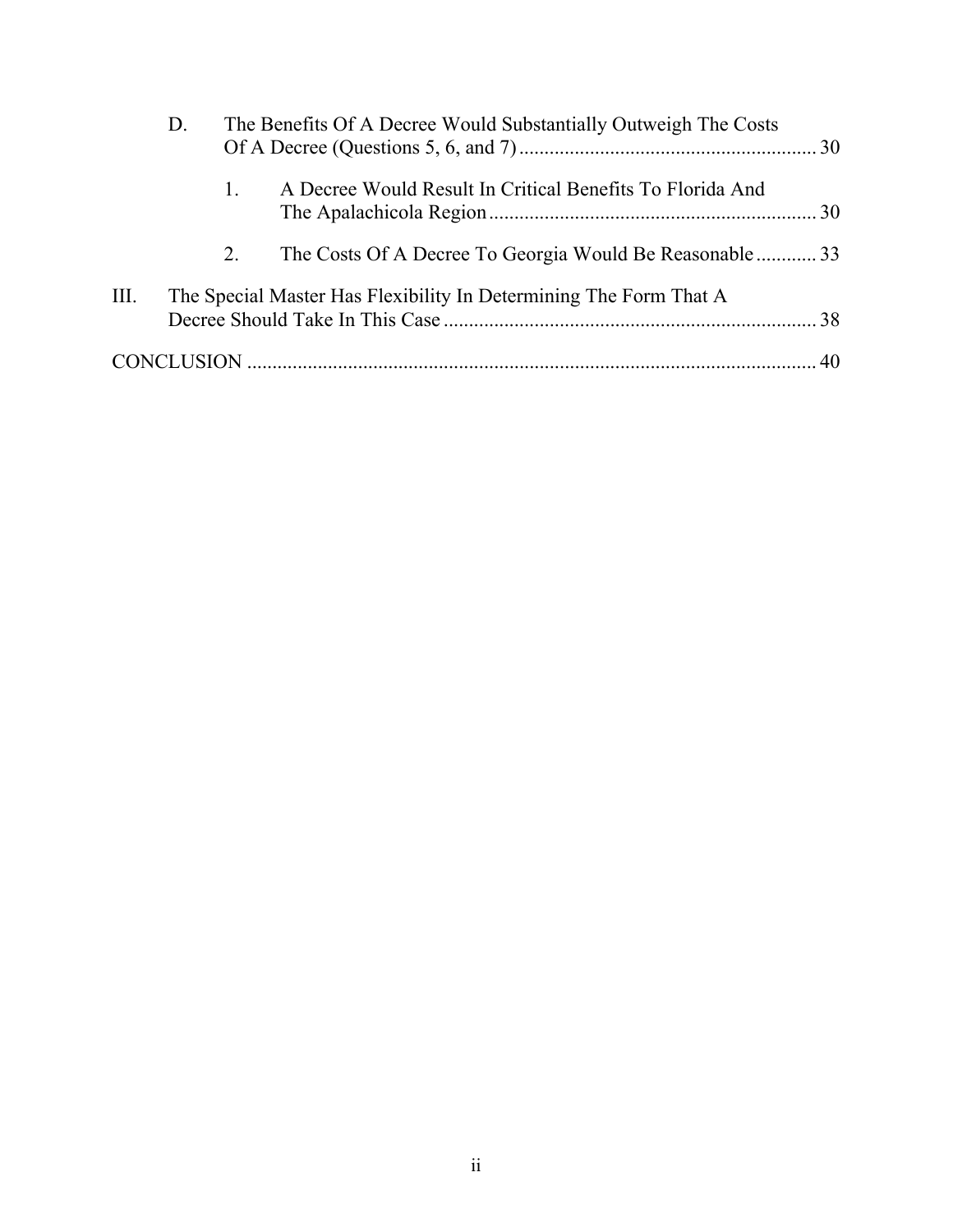D. The Benefits Of A Decree Would Substantially Outweigh The Costs Of A Decree (Questions 5, 6, and 7) .......... 30

1. A Decree Would Result In Critical Benefits To Florida And The Apalachicola Region .......... 30

2. The Costs Of A Decree To Georgia Would Be Reasonable .......... 33

III. The Special Master Has Flexibility In Determining The Form That A Decree Should Take In This Case .......... 38

CONCLUSION .......... 40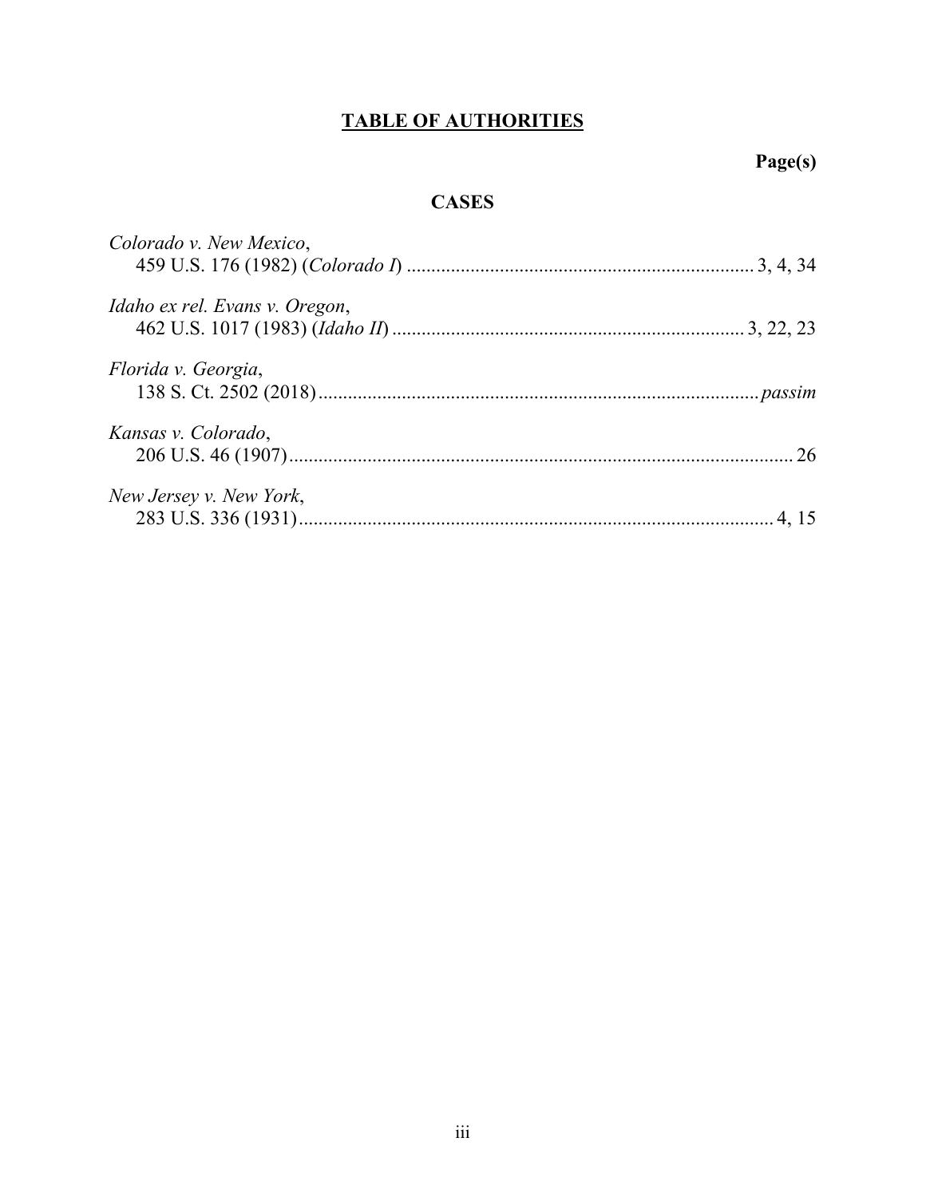# TABLE OF AUTHORITIES

**Page(s)**

## CASES

*Colorado v. New Mexico*,
459 U.S. 176 (1982) (*Colorado I*) ........................................................................ 3, 4, 34

*Idaho ex rel. Evans v. Oregon*,
462 U.S. 1017 (1983) (*Idaho II*) ........................................................................ 3, 22, 23

*Florida v. Georgia*,
138 S. Ct. 2502 (2018) ........................................................................................ *passim*

*Kansas v. Colorado*,
206 U.S. 46 (1907) .................................................................................................. 26

*New Jersey v. New York*,
283 U.S. 336 (1931) ............................................................................................ 4, 15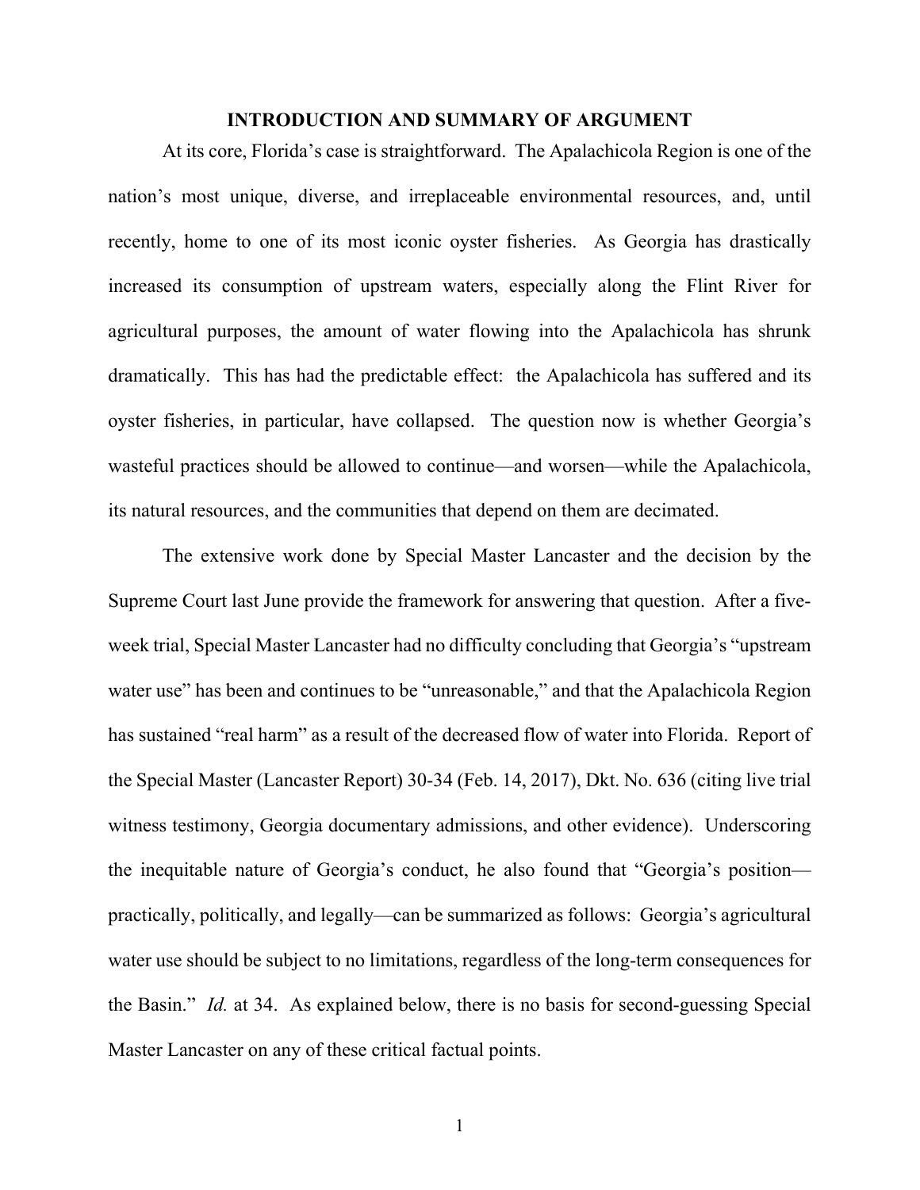## INTRODUCTION AND SUMMARY OF ARGUMENT

At its core, Florida's case is straightforward. The Apalachicola Region is one of the nation's most unique, diverse, and irreplaceable environmental resources, and, until recently, home to one of its most iconic oyster fisheries. As Georgia has drastically increased its consumption of upstream waters, especially along the Flint River for agricultural purposes, the amount of water flowing into the Apalachicola has shrunk dramatically. This has had the predictable effect: the Apalachicola has suffered and its oyster fisheries, in particular, have collapsed. The question now is whether Georgia's wasteful practices should be allowed to continue—and worsen—while the Apalachicola, its natural resources, and the communities that depend on them are decimated.

The extensive work done by Special Master Lancaster and the decision by the Supreme Court last June provide the framework for answering that question. After a five-week trial, Special Master Lancaster had no difficulty concluding that Georgia's "upstream water use" has been and continues to be "unreasonable," and that the Apalachicola Region has sustained "real harm" as a result of the decreased flow of water into Florida. Report of the Special Master (Lancaster Report) 30-34 (Feb. 14, 2017), Dkt. No. 636 (citing live trial witness testimony, Georgia documentary admissions, and other evidence). Underscoring the inequitable nature of Georgia's conduct, he also found that "Georgia's position—practically, politically, and legally—can be summarized as follows: Georgia's agricultural water use should be subject to no limitations, regardless of the long-term consequences for the Basin." *Id.* at 34. As explained below, there is no basis for second-guessing Special Master Lancaster on any of these critical factual points.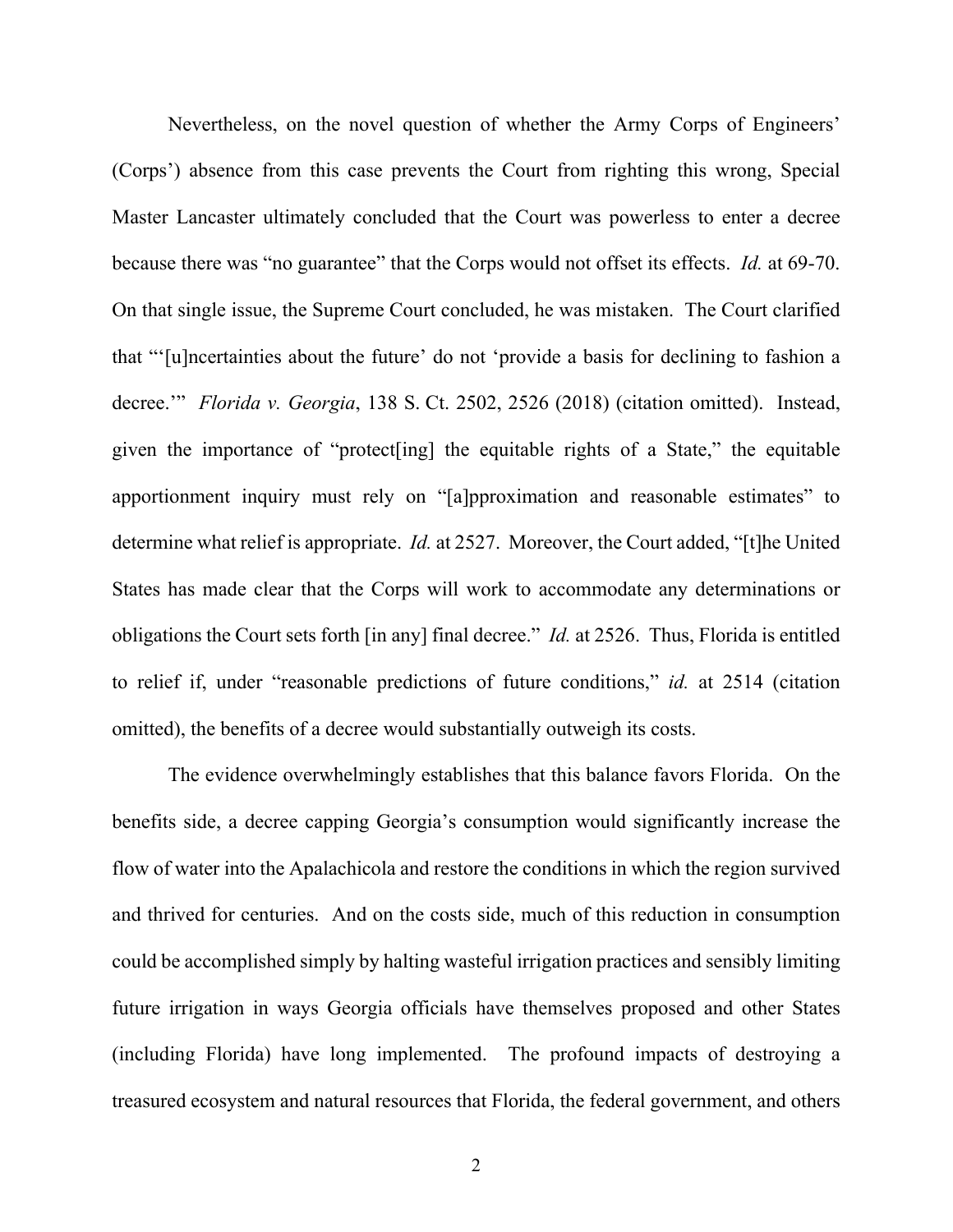Nevertheless, on the novel question of whether the Army Corps of Engineers' (Corps') absence from this case prevents the Court from righting this wrong, Special Master Lancaster ultimately concluded that the Court was powerless to enter a decree because there was "no guarantee" that the Corps would not offset its effects. *Id.* at 69-70. On that single issue, the Supreme Court concluded, he was mistaken. The Court clarified that "'[u]ncertainties about the future' do not 'provide a basis for declining to fashion a decree.'" *Florida v. Georgia*, 138 S. Ct. 2502, 2526 (2018) (citation omitted). Instead, given the importance of "protect[ing] the equitable rights of a State," the equitable apportionment inquiry must rely on "[a]pproximation and reasonable estimates" to determine what relief is appropriate. *Id.* at 2527. Moreover, the Court added, "[t]he United States has made clear that the Corps will work to accommodate any determinations or obligations the Court sets forth [in any] final decree." *Id.* at 2526. Thus, Florida is entitled to relief if, under "reasonable predictions of future conditions," *id.* at 2514 (citation omitted), the benefits of a decree would substantially outweigh its costs.

The evidence overwhelmingly establishes that this balance favors Florida. On the benefits side, a decree capping Georgia's consumption would significantly increase the flow of water into the Apalachicola and restore the conditions in which the region survived and thrived for centuries. And on the costs side, much of this reduction in consumption could be accomplished simply by halting wasteful irrigation practices and sensibly limiting future irrigation in ways Georgia officials have themselves proposed and other States (including Florida) have long implemented. The profound impacts of destroying a treasured ecosystem and natural resources that Florida, the federal government, and others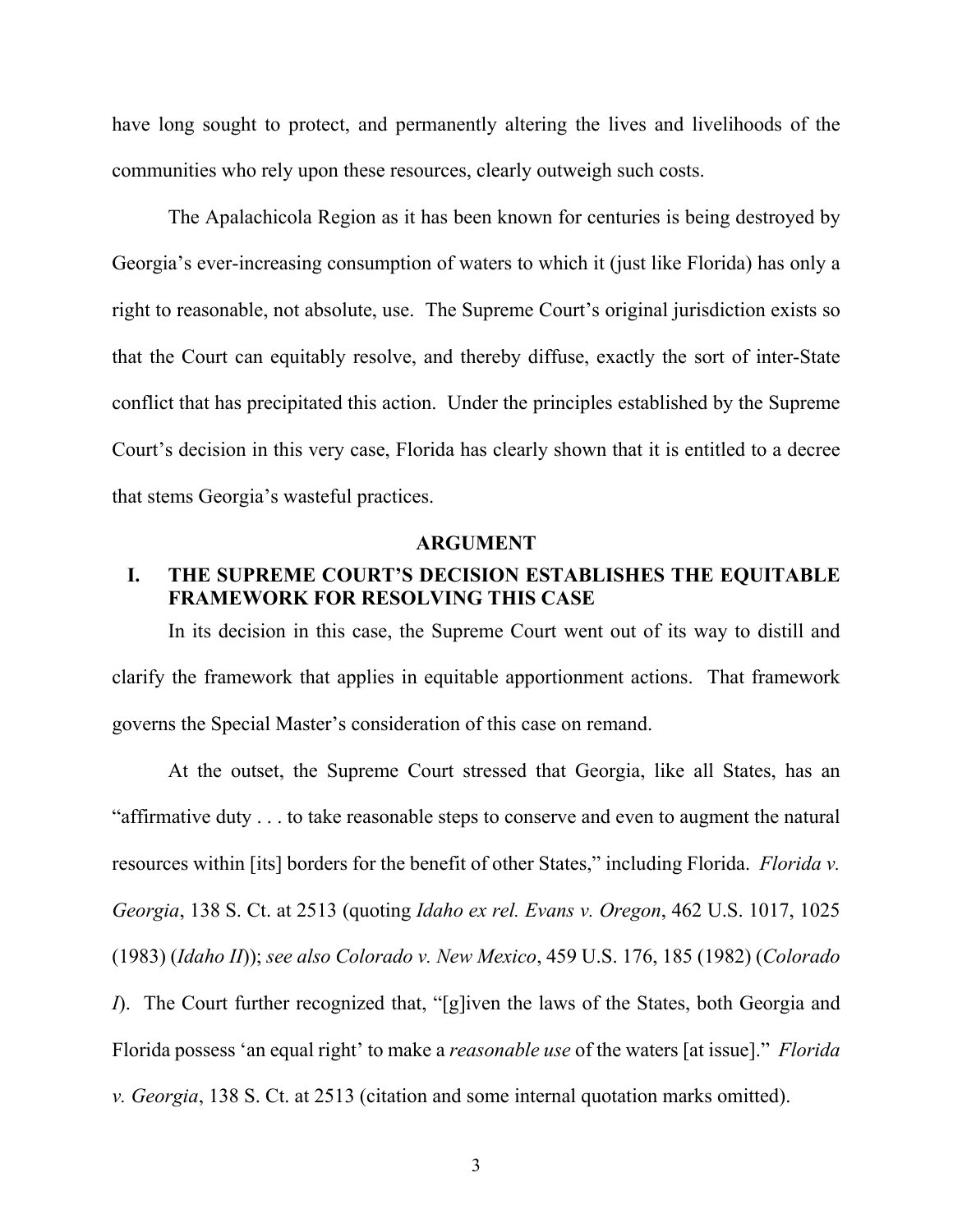have long sought to protect, and permanently altering the lives and livelihoods of the communities who rely upon these resources, clearly outweigh such costs.

The Apalachicola Region as it has been known for centuries is being destroyed by Georgia's ever-increasing consumption of waters to which it (just like Florida) has only a right to reasonable, not absolute, use. The Supreme Court's original jurisdiction exists so that the Court can equitably resolve, and thereby diffuse, exactly the sort of inter-State conflict that has precipitated this action. Under the principles established by the Supreme Court's decision in this very case, Florida has clearly shown that it is entitled to a decree that stems Georgia's wasteful practices.

## ARGUMENT

### I. THE SUPREME COURT'S DECISION ESTABLISHES THE EQUITABLE FRAMEWORK FOR RESOLVING THIS CASE

In its decision in this case, the Supreme Court went out of its way to distill and clarify the framework that applies in equitable apportionment actions. That framework governs the Special Master's consideration of this case on remand.

At the outset, the Supreme Court stressed that Georgia, like all States, has an "affirmative duty . . . to take reasonable steps to conserve and even to augment the natural resources within [its] borders for the benefit of other States," including Florida. *Florida v. Georgia*, 138 S. Ct. at 2513 (quoting *Idaho ex rel. Evans v. Oregon*, 462 U.S. 1017, 1025 (1983) (*Idaho II*)); *see also Colorado v. New Mexico*, 459 U.S. 176, 185 (1982) (*Colorado I*). The Court further recognized that, "[g]iven the laws of the States, both Georgia and Florida possess 'an equal right' to make a *reasonable use* of the waters [at issue]." *Florida v. Georgia*, 138 S. Ct. at 2513 (citation and some internal quotation marks omitted).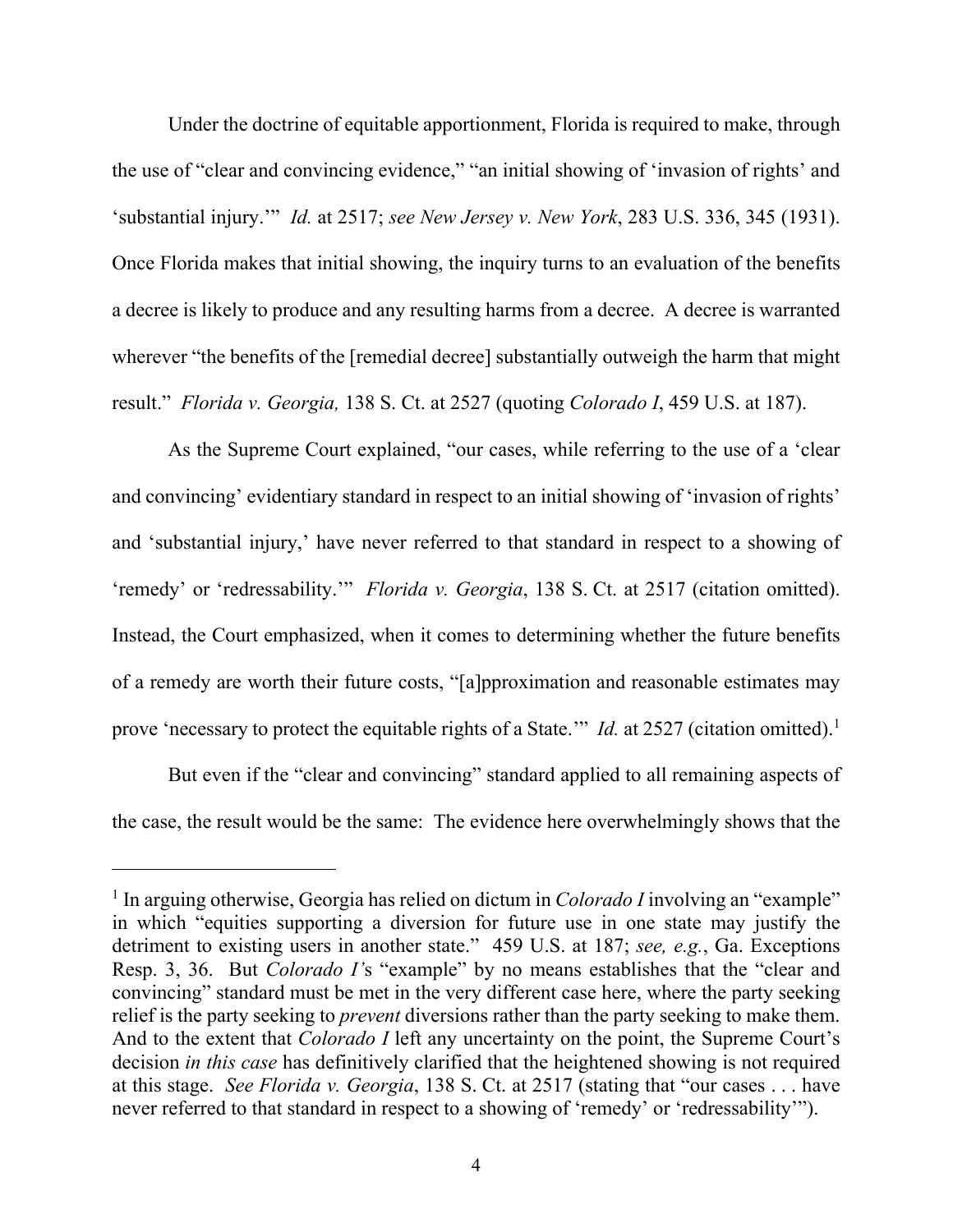Under the doctrine of equitable apportionment, Florida is required to make, through the use of "clear and convincing evidence," "an initial showing of 'invasion of rights' and 'substantial injury.'" *Id.* at 2517; *see New Jersey v. New York*, 283 U.S. 336, 345 (1931). Once Florida makes that initial showing, the inquiry turns to an evaluation of the benefits a decree is likely to produce and any resulting harms from a decree. A decree is warranted wherever "the benefits of the [remedial decree] substantially outweigh the harm that might result." *Florida v. Georgia,* 138 S. Ct. at 2527 (quoting *Colorado I*, 459 U.S. at 187).

As the Supreme Court explained, "our cases, while referring to the use of a 'clear and convincing' evidentiary standard in respect to an initial showing of 'invasion of rights' and 'substantial injury,' have never referred to that standard in respect to a showing of 'remedy' or 'redressability.'" *Florida v. Georgia*, 138 S. Ct. at 2517 (citation omitted). Instead, the Court emphasized, when it comes to determining whether the future benefits of a remedy are worth their future costs, "[a]pproximation and reasonable estimates may prove 'necessary to protect the equitable rights of a State.'" *Id.* at 2527 (citation omitted).[1]

But even if the "clear and convincing" standard applied to all remaining aspects of the case, the result would be the same: The evidence here overwhelmingly shows that the

---

[1] In arguing otherwise, Georgia has relied on dictum in *Colorado I* involving an "example" in which "equities supporting a diversion for future use in one state may justify the detriment to existing users in another state." 459 U.S. at 187; *see, e.g.*, Ga. Exceptions Resp. 3, 36. But *Colorado I*'s "example" by no means establishes that the "clear and convincing" standard must be met in the very different case here, where the party seeking relief is the party seeking to *prevent* diversions rather than the party seeking to make them. And to the extent that *Colorado I* left any uncertainty on the point, the Supreme Court's decision *in this case* has definitively clarified that the heightened showing is not required at this stage. *See Florida v. Georgia*, 138 S. Ct. at 2517 (stating that "our cases . . . have never referred to that standard in respect to a showing of 'remedy' or 'redressability'").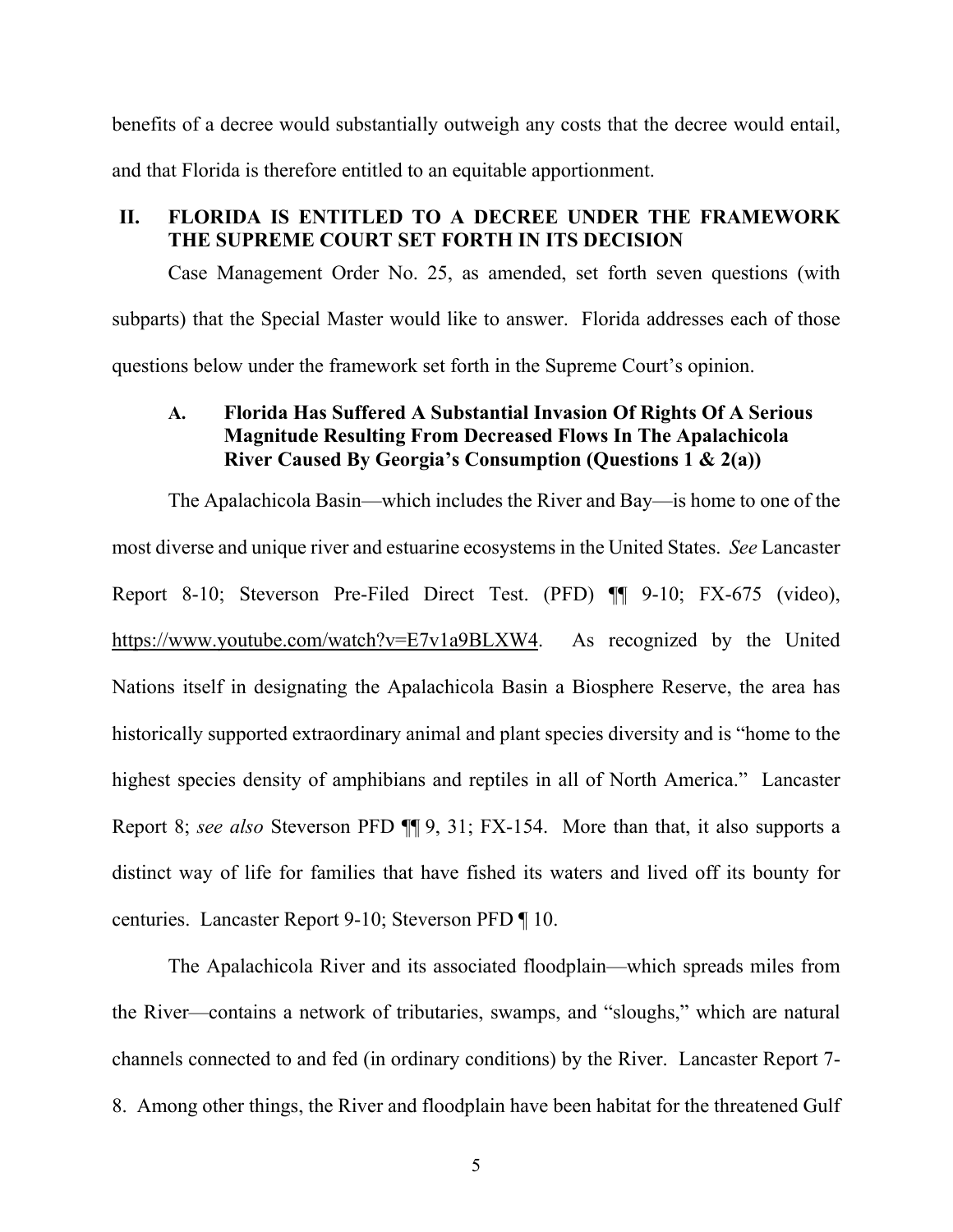benefits of a decree would substantially outweigh any costs that the decree would entail, and that Florida is therefore entitled to an equitable apportionment.

## II. FLORIDA IS ENTITLED TO A DECREE UNDER THE FRAMEWORK THE SUPREME COURT SET FORTH IN ITS DECISION

Case Management Order No. 25, as amended, set forth seven questions (with subparts) that the Special Master would like to answer. Florida addresses each of those questions below under the framework set forth in the Supreme Court's opinion.

### A. Florida Has Suffered A Substantial Invasion Of Rights Of A Serious Magnitude Resulting From Decreased Flows In The Apalachicola River Caused By Georgia's Consumption (Questions 1 & 2(a))

The Apalachicola Basin—which includes the River and Bay—is home to one of the most diverse and unique river and estuarine ecosystems in the United States. *See* Lancaster Report 8-10; Steverson Pre-Filed Direct Test. (PFD) ¶¶ 9-10; FX-675 (video), https://www.youtube.com/watch?v=E7v1a9BLXW4. As recognized by the United Nations itself in designating the Apalachicola Basin a Biosphere Reserve, the area has historically supported extraordinary animal and plant species diversity and is "home to the highest species density of amphibians and reptiles in all of North America." Lancaster Report 8; *see also* Steverson PFD ¶¶ 9, 31; FX-154. More than that, it also supports a distinct way of life for families that have fished its waters and lived off its bounty for centuries. Lancaster Report 9-10; Steverson PFD ¶ 10.

The Apalachicola River and its associated floodplain—which spreads miles from the River—contains a network of tributaries, swamps, and "sloughs," which are natural channels connected to and fed (in ordinary conditions) by the River. Lancaster Report 7-8. Among other things, the River and floodplain have been habitat for the threatened Gulf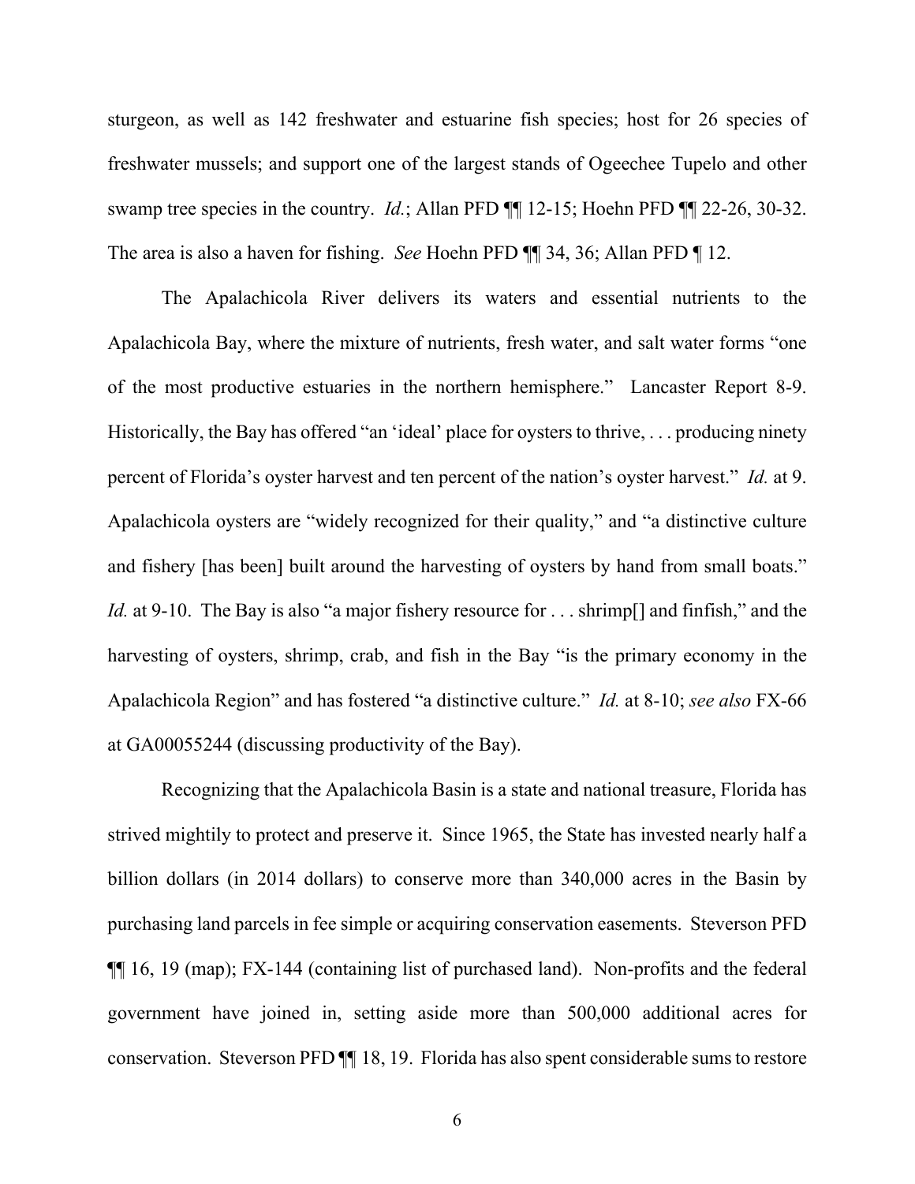sturgeon, as well as 142 freshwater and estuarine fish species; host for 26 species of freshwater mussels; and support one of the largest stands of Ogeechee Tupelo and other swamp tree species in the country. *Id.*; Allan PFD ¶¶ 12-15; Hoehn PFD ¶¶ 22-26, 30-32. The area is also a haven for fishing. *See* Hoehn PFD ¶¶ 34, 36; Allan PFD ¶ 12.

The Apalachicola River delivers its waters and essential nutrients to the Apalachicola Bay, where the mixture of nutrients, fresh water, and salt water forms "one of the most productive estuaries in the northern hemisphere." Lancaster Report 8-9. Historically, the Bay has offered "an 'ideal' place for oysters to thrive, . . . producing ninety percent of Florida's oyster harvest and ten percent of the nation's oyster harvest." *Id.* at 9. Apalachicola oysters are "widely recognized for their quality," and "a distinctive culture and fishery [has been] built around the harvesting of oysters by hand from small boats." *Id.* at 9-10. The Bay is also "a major fishery resource for . . . shrimp[] and finfish," and the harvesting of oysters, shrimp, crab, and fish in the Bay "is the primary economy in the Apalachicola Region" and has fostered "a distinctive culture." *Id.* at 8-10; *see also* FX-66 at GA00055244 (discussing productivity of the Bay).

Recognizing that the Apalachicola Basin is a state and national treasure, Florida has strived mightily to protect and preserve it. Since 1965, the State has invested nearly half a billion dollars (in 2014 dollars) to conserve more than 340,000 acres in the Basin by purchasing land parcels in fee simple or acquiring conservation easements. Steverson PFD ¶¶ 16, 19 (map); FX-144 (containing list of purchased land). Non-profits and the federal government have joined in, setting aside more than 500,000 additional acres for conservation. Steverson PFD ¶¶ 18, 19. Florida has also spent considerable sums to restore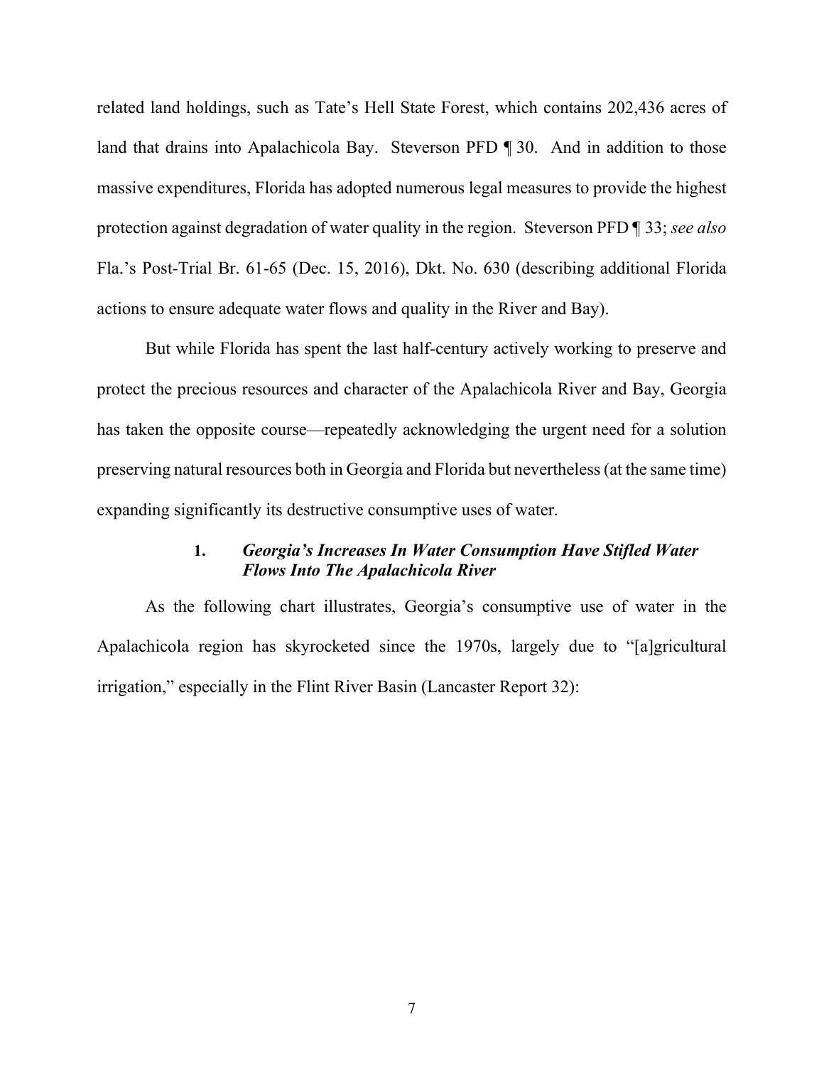related land holdings, such as Tate's Hell State Forest, which contains 202,436 acres of land that drains into Apalachicola Bay. Steverson PFD ¶ 30. And in addition to those massive expenditures, Florida has adopted numerous legal measures to provide the highest protection against degradation of water quality in the region. Steverson PFD ¶ 33; *see also* Fla.'s Post-Trial Br. 61-65 (Dec. 15, 2016), Dkt. No. 630 (describing additional Florida actions to ensure adequate water flows and quality in the River and Bay).

But while Florida has spent the last half-century actively working to preserve and protect the precious resources and character of the Apalachicola River and Bay, Georgia has taken the opposite course—repeatedly acknowledging the urgent need for a solution preserving natural resources both in Georgia and Florida but nevertheless (at the same time) expanding significantly its destructive consumptive uses of water.

### 1. *Georgia's Increases In Water Consumption Have Stifled Water Flows Into The Apalachicola River*

As the following chart illustrates, Georgia's consumptive use of water in the Apalachicola region has skyrocketed since the 1970s, largely due to "[a]gricultural irrigation," especially in the Flint River Basin (Lancaster Report 32):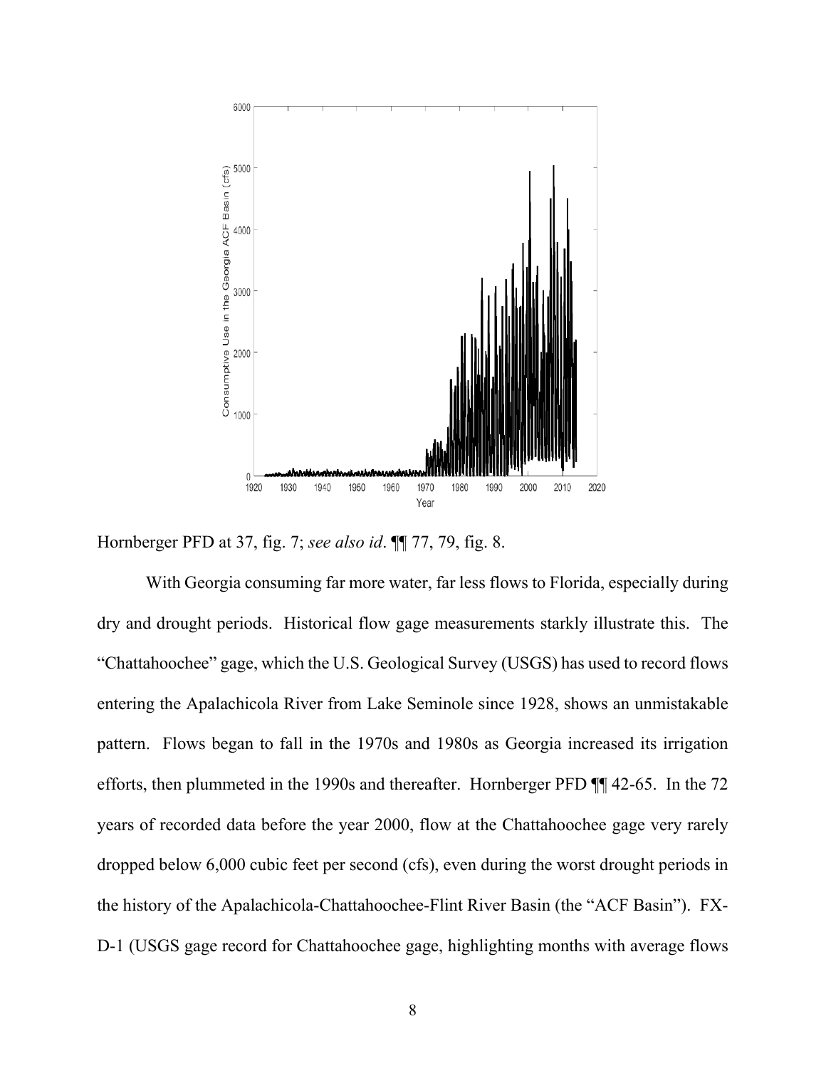Hornberger PFD at 37, fig. 7; *see also id*. ¶¶ 77, 79, fig. 8.

With Georgia consuming far more water, far less flows to Florida, especially during dry and drought periods. Historical flow gage measurements starkly illustrate this. The "Chattahoochee" gage, which the U.S. Geological Survey (USGS) has used to record flows entering the Apalachicola River from Lake Seminole since 1928, shows an unmistakable pattern. Flows began to fall in the 1970s and 1980s as Georgia increased its irrigation efforts, then plummeted in the 1990s and thereafter. Hornberger PFD ¶¶ 42-65. In the 72 years of recorded data before the year 2000, flow at the Chattahoochee gage very rarely dropped below 6,000 cubic feet per second (cfs), even during the worst drought periods in the history of the Apalachicola-Chattahoochee-Flint River Basin (the "ACF Basin"). FX-D-1 (USGS gage record for Chattahoochee gage, highlighting months with average flows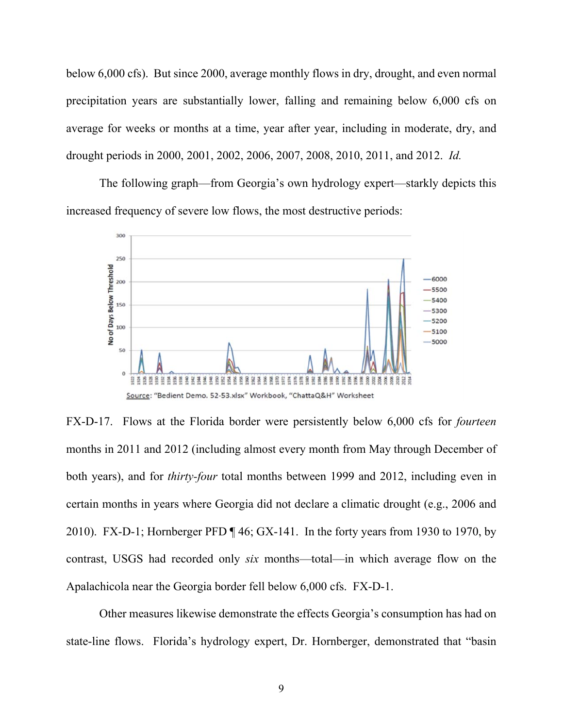below 6,000 cfs). But since 2000, average monthly flows in dry, drought, and even normal precipitation years are substantially lower, falling and remaining below 6,000 cfs on average for weeks or months at a time, year after year, including in moderate, dry, and drought periods in 2000, 2001, 2002, 2006, 2007, 2008, 2010, 2011, and 2012. *Id.*

The following graph—from Georgia's own hydrology expert—starkly depicts this increased frequency of severe low flows, the most destructive periods:

Source: "Bedient Demo. 52-53.xlsx" Workbook, "ChattaQ&H" Worksheet

FX-D-17. Flows at the Florida border were persistently below 6,000 cfs for *fourteen* months in 2011 and 2012 (including almost every month from May through December of both years), and for *thirty-four* total months between 1999 and 2012, including even in certain months in years where Georgia did not declare a climatic drought (e.g., 2006 and 2010). FX-D-1; Hornberger PFD ¶ 46; GX-141. In the forty years from 1930 to 1970, by contrast, USGS had recorded only *six* months—total—in which average flow on the Apalachicola near the Georgia border fell below 6,000 cfs. FX-D-1.

Other measures likewise demonstrate the effects Georgia's consumption has had on state-line flows. Florida's hydrology expert, Dr. Hornberger, demonstrated that "basin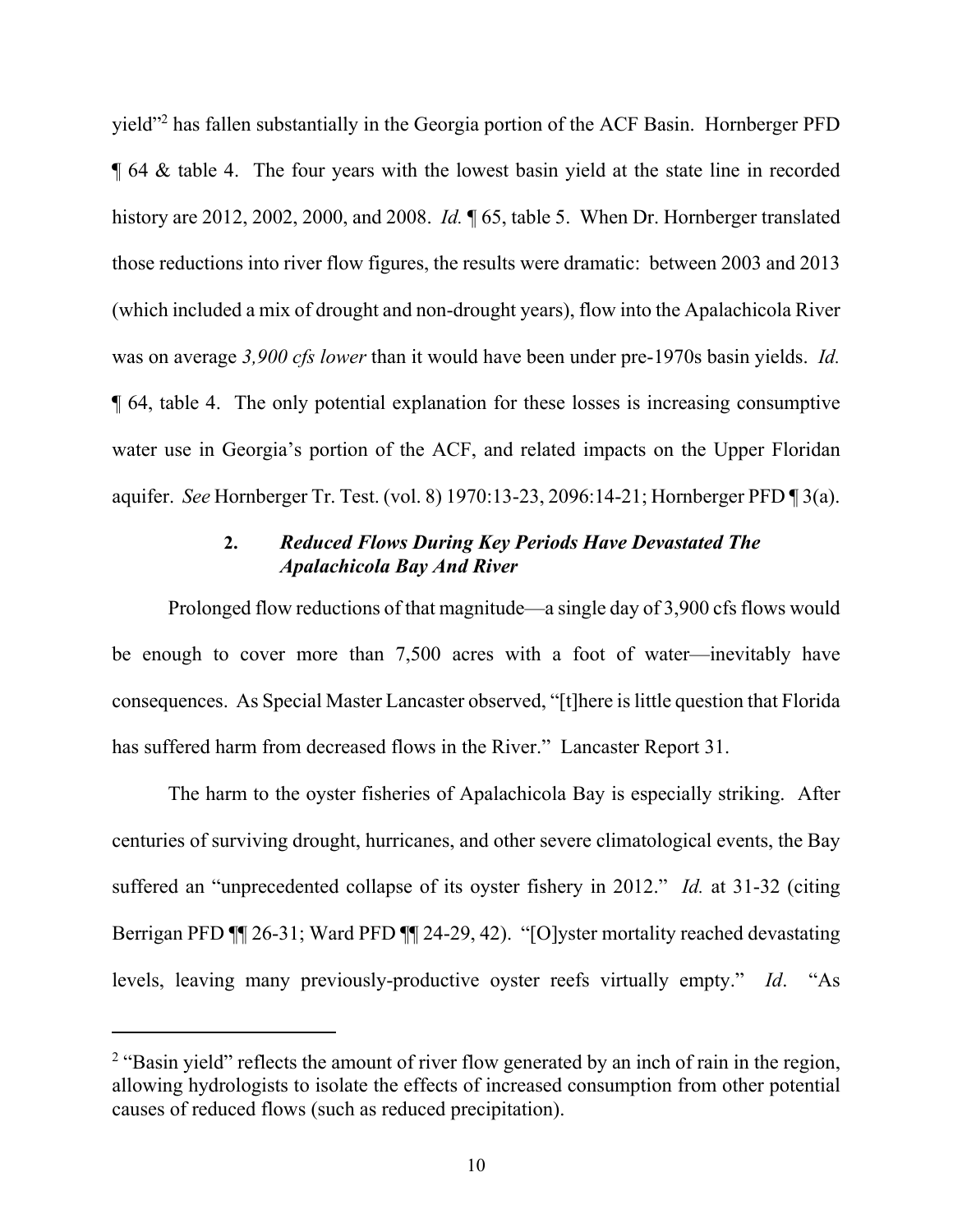yield"[2] has fallen substantially in the Georgia portion of the ACF Basin. Hornberger PFD ¶ 64 & table 4. The four years with the lowest basin yield at the state line in recorded history are 2012, 2002, 2000, and 2008. *Id.* ¶ 65, table 5. When Dr. Hornberger translated those reductions into river flow figures, the results were dramatic: between 2003 and 2013 (which included a mix of drought and non-drought years), flow into the Apalachicola River was on average *3,900 cfs lower* than it would have been under pre-1970s basin yields. *Id.* ¶ 64, table 4. The only potential explanation for these losses is increasing consumptive water use in Georgia's portion of the ACF, and related impacts on the Upper Floridan aquifer. *See* Hornberger Tr. Test. (vol. 8) 1970:13-23, 2096:14-21; Hornberger PFD ¶ 3(a).

### 2. *Reduced Flows During Key Periods Have Devastated The Apalachicola Bay And River*

Prolonged flow reductions of that magnitude—a single day of 3,900 cfs flows would be enough to cover more than 7,500 acres with a foot of water—inevitably have consequences. As Special Master Lancaster observed, "[t]here is little question that Florida has suffered harm from decreased flows in the River." Lancaster Report 31.

The harm to the oyster fisheries of Apalachicola Bay is especially striking. After centuries of surviving drought, hurricanes, and other severe climatological events, the Bay suffered an "unprecedented collapse of its oyster fishery in 2012." *Id.* at 31-32 (citing Berrigan PFD ¶¶ 26-31; Ward PFD ¶¶ 24-29, 42). "[O]yster mortality reached devastating levels, leaving many previously-productive oyster reefs virtually empty." *Id*. "As

---

[2] "Basin yield" reflects the amount of river flow generated by an inch of rain in the region, allowing hydrologists to isolate the effects of increased consumption from other potential causes of reduced flows (such as reduced precipitation).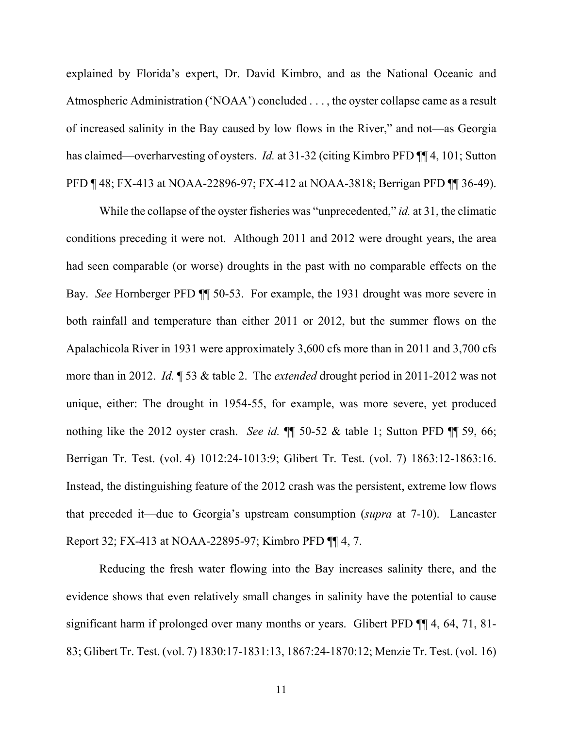explained by Florida's expert, Dr. David Kimbro, and as the National Oceanic and Atmospheric Administration ('NOAA') concluded . . . , the oyster collapse came as a result of increased salinity in the Bay caused by low flows in the River," and not—as Georgia has claimed—overharvesting of oysters. *Id.* at 31-32 (citing Kimbro PFD ¶¶ 4, 101; Sutton PFD ¶ 48; FX-413 at NOAA-22896-97; FX-412 at NOAA-3818; Berrigan PFD ¶¶ 36-49).

While the collapse of the oyster fisheries was "unprecedented," *id.* at 31, the climatic conditions preceding it were not. Although 2011 and 2012 were drought years, the area had seen comparable (or worse) droughts in the past with no comparable effects on the Bay. *See* Hornberger PFD ¶¶ 50-53. For example, the 1931 drought was more severe in both rainfall and temperature than either 2011 or 2012, but the summer flows on the Apalachicola River in 1931 were approximately 3,600 cfs more than in 2011 and 3,700 cfs more than in 2012. *Id.* ¶ 53 & table 2. The *extended* drought period in 2011-2012 was not unique, either: The drought in 1954-55, for example, was more severe, yet produced nothing like the 2012 oyster crash. *See id.* ¶¶ 50-52 & table 1; Sutton PFD ¶¶ 59, 66; Berrigan Tr. Test. (vol. 4) 1012:24-1013:9; Glibert Tr. Test. (vol. 7) 1863:12-1863:16. Instead, the distinguishing feature of the 2012 crash was the persistent, extreme low flows that preceded it—due to Georgia's upstream consumption (*supra* at 7-10). Lancaster Report 32; FX-413 at NOAA-22895-97; Kimbro PFD ¶¶ 4, 7.

Reducing the fresh water flowing into the Bay increases salinity there, and the evidence shows that even relatively small changes in salinity have the potential to cause significant harm if prolonged over many months or years. Glibert PFD ¶¶ 4, 64, 71, 81-83; Glibert Tr. Test. (vol. 7) 1830:17-1831:13, 1867:24-1870:12; Menzie Tr. Test. (vol. 16)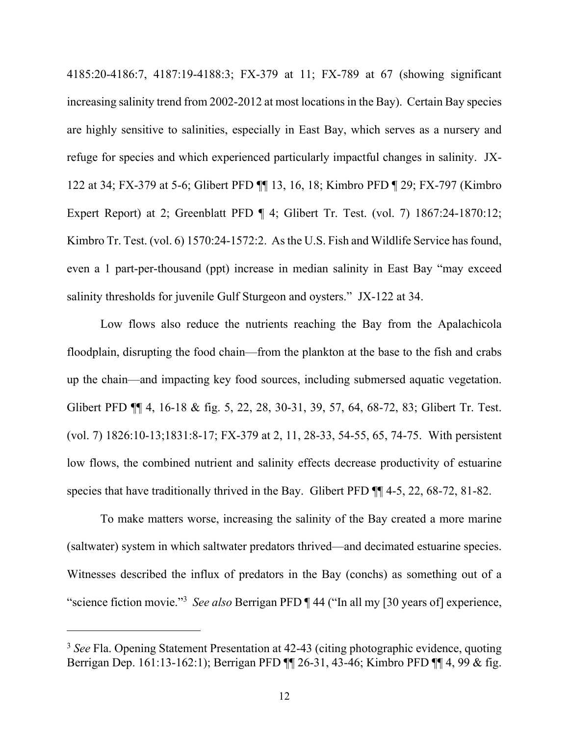4185:20-4186:7, 4187:19-4188:3; FX-379 at 11; FX-789 at 67 (showing significant increasing salinity trend from 2002-2012 at most locations in the Bay). Certain Bay species are highly sensitive to salinities, especially in East Bay, which serves as a nursery and refuge for species and which experienced particularly impactful changes in salinity. JX-122 at 34; FX-379 at 5-6; Glibert PFD ¶¶ 13, 16, 18; Kimbro PFD ¶ 29; FX-797 (Kimbro Expert Report) at 2; Greenblatt PFD ¶ 4; Glibert Tr. Test. (vol. 7) 1867:24-1870:12; Kimbro Tr. Test. (vol. 6) 1570:24-1572:2. As the U.S. Fish and Wildlife Service has found, even a 1 part-per-thousand (ppt) increase in median salinity in East Bay "may exceed salinity thresholds for juvenile Gulf Sturgeon and oysters." JX-122 at 34.

Low flows also reduce the nutrients reaching the Bay from the Apalachicola floodplain, disrupting the food chain—from the plankton at the base to the fish and crabs up the chain—and impacting key food sources, including submersed aquatic vegetation. Glibert PFD ¶¶ 4, 16-18 & fig. 5, 22, 28, 30-31, 39, 57, 64, 68-72, 83; Glibert Tr. Test. (vol. 7) 1826:10-13;1831:8-17; FX-379 at 2, 11, 28-33, 54-55, 65, 74-75. With persistent low flows, the combined nutrient and salinity effects decrease productivity of estuarine species that have traditionally thrived in the Bay. Glibert PFD ¶¶ 4-5, 22, 68-72, 81-82.

To make matters worse, increasing the salinity of the Bay created a more marine (saltwater) system in which saltwater predators thrived—and decimated estuarine species. Witnesses described the influx of predators in the Bay (conchs) as something out of a "science fiction movie."[3] *See also* Berrigan PFD ¶ 44 ("In all my [30 years of] experience,

---

[3] *See* Fla. Opening Statement Presentation at 42-43 (citing photographic evidence, quoting Berrigan Dep. 161:13-162:1); Berrigan PFD ¶¶ 26-31, 43-46; Kimbro PFD ¶¶ 4, 99 & fig.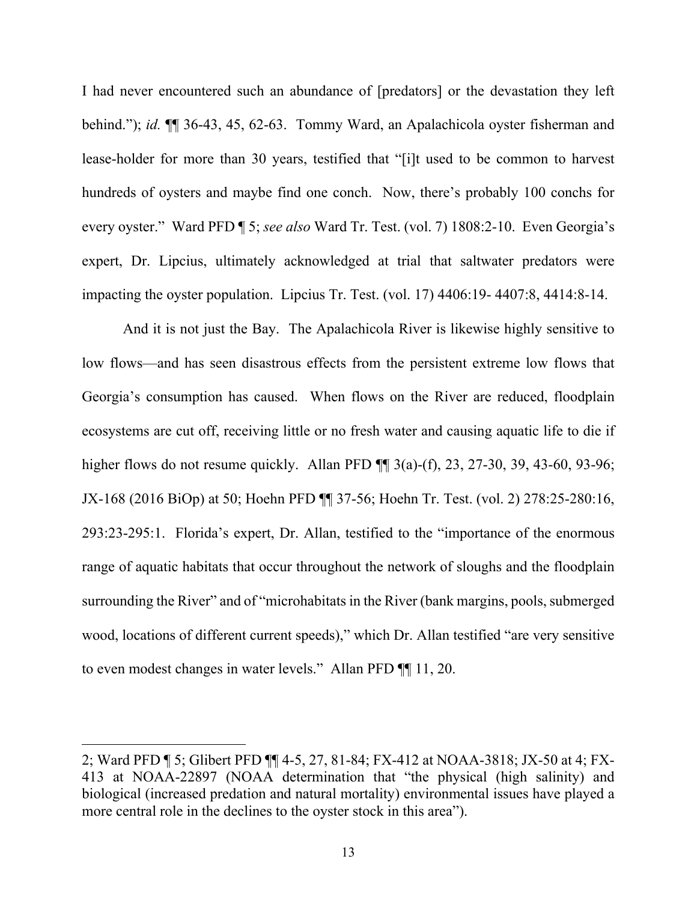I had never encountered such an abundance of [predators] or the devastation they left behind."); *id.* ¶¶ 36-43, 45, 62-63. Tommy Ward, an Apalachicola oyster fisherman and lease-holder for more than 30 years, testified that "[i]t used to be common to harvest hundreds of oysters and maybe find one conch. Now, there's probably 100 conchs for every oyster." Ward PFD ¶ 5; *see also* Ward Tr. Test. (vol. 7) 1808:2-10. Even Georgia's expert, Dr. Lipcius, ultimately acknowledged at trial that saltwater predators were impacting the oyster population. Lipcius Tr. Test. (vol. 17) 4406:19- 4407:8, 4414:8-14.

And it is not just the Bay. The Apalachicola River is likewise highly sensitive to low flows—and has seen disastrous effects from the persistent extreme low flows that Georgia's consumption has caused. When flows on the River are reduced, floodplain ecosystems are cut off, receiving little or no fresh water and causing aquatic life to die if higher flows do not resume quickly. Allan PFD ¶¶ 3(a)-(f), 23, 27-30, 39, 43-60, 93-96; JX-168 (2016 BiOp) at 50; Hoehn PFD ¶¶ 37-56; Hoehn Tr. Test. (vol. 2) 278:25-280:16, 293:23-295:1. Florida's expert, Dr. Allan, testified to the "importance of the enormous range of aquatic habitats that occur throughout the network of sloughs and the floodplain surrounding the River" and of "microhabitats in the River (bank margins, pools, submerged wood, locations of different current speeds)," which Dr. Allan testified "are very sensitive to even modest changes in water levels." Allan PFD ¶¶ 11, 20.

---

2; Ward PFD ¶ 5; Glibert PFD ¶¶ 4-5, 27, 81-84; FX-412 at NOAA-3818; JX-50 at 4; FX-413 at NOAA-22897 (NOAA determination that "the physical (high salinity) and biological (increased predation and natural mortality) environmental issues have played a more central role in the declines to the oyster stock in this area").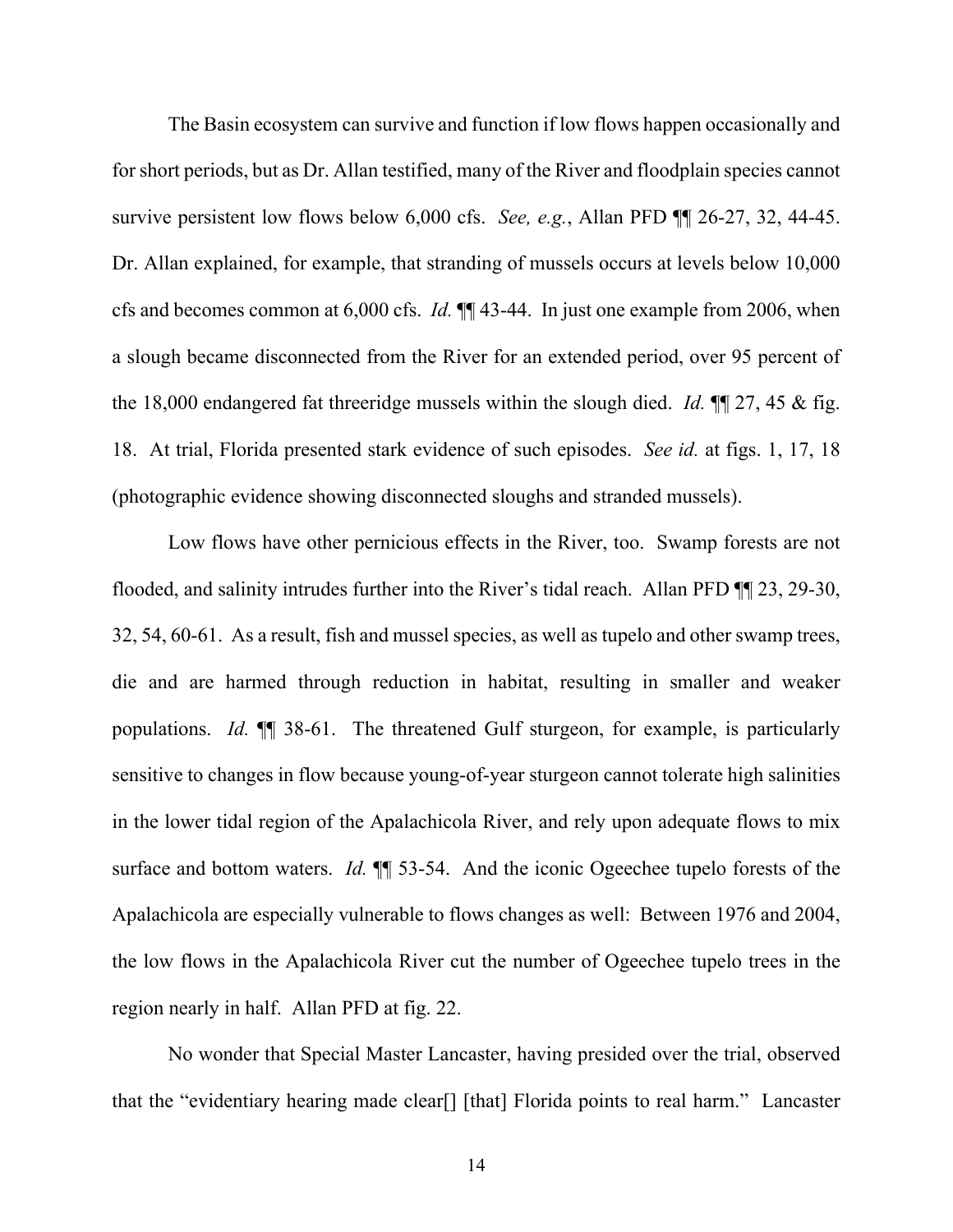The Basin ecosystem can survive and function if low flows happen occasionally and for short periods, but as Dr. Allan testified, many of the River and floodplain species cannot survive persistent low flows below 6,000 cfs. *See, e.g.*, Allan PFD ¶¶ 26-27, 32, 44-45. Dr. Allan explained, for example, that stranding of mussels occurs at levels below 10,000 cfs and becomes common at 6,000 cfs. *Id.* ¶¶ 43-44. In just one example from 2006, when a slough became disconnected from the River for an extended period, over 95 percent of the 18,000 endangered fat threeridge mussels within the slough died. *Id.* ¶¶ 27, 45 & fig. 18. At trial, Florida presented stark evidence of such episodes. *See id.* at figs. 1, 17, 18 (photographic evidence showing disconnected sloughs and stranded mussels).

Low flows have other pernicious effects in the River, too. Swamp forests are not flooded, and salinity intrudes further into the River's tidal reach. Allan PFD ¶¶ 23, 29-30, 32, 54, 60-61. As a result, fish and mussel species, as well as tupelo and other swamp trees, die and are harmed through reduction in habitat, resulting in smaller and weaker populations. *Id.* ¶¶ 38-61. The threatened Gulf sturgeon, for example, is particularly sensitive to changes in flow because young-of-year sturgeon cannot tolerate high salinities in the lower tidal region of the Apalachicola River, and rely upon adequate flows to mix surface and bottom waters. *Id.* ¶¶ 53-54. And the iconic Ogeechee tupelo forests of the Apalachicola are especially vulnerable to flows changes as well: Between 1976 and 2004, the low flows in the Apalachicola River cut the number of Ogeechee tupelo trees in the region nearly in half. Allan PFD at fig. 22.

No wonder that Special Master Lancaster, having presided over the trial, observed that the "evidentiary hearing made clear[] [that] Florida points to real harm." Lancaster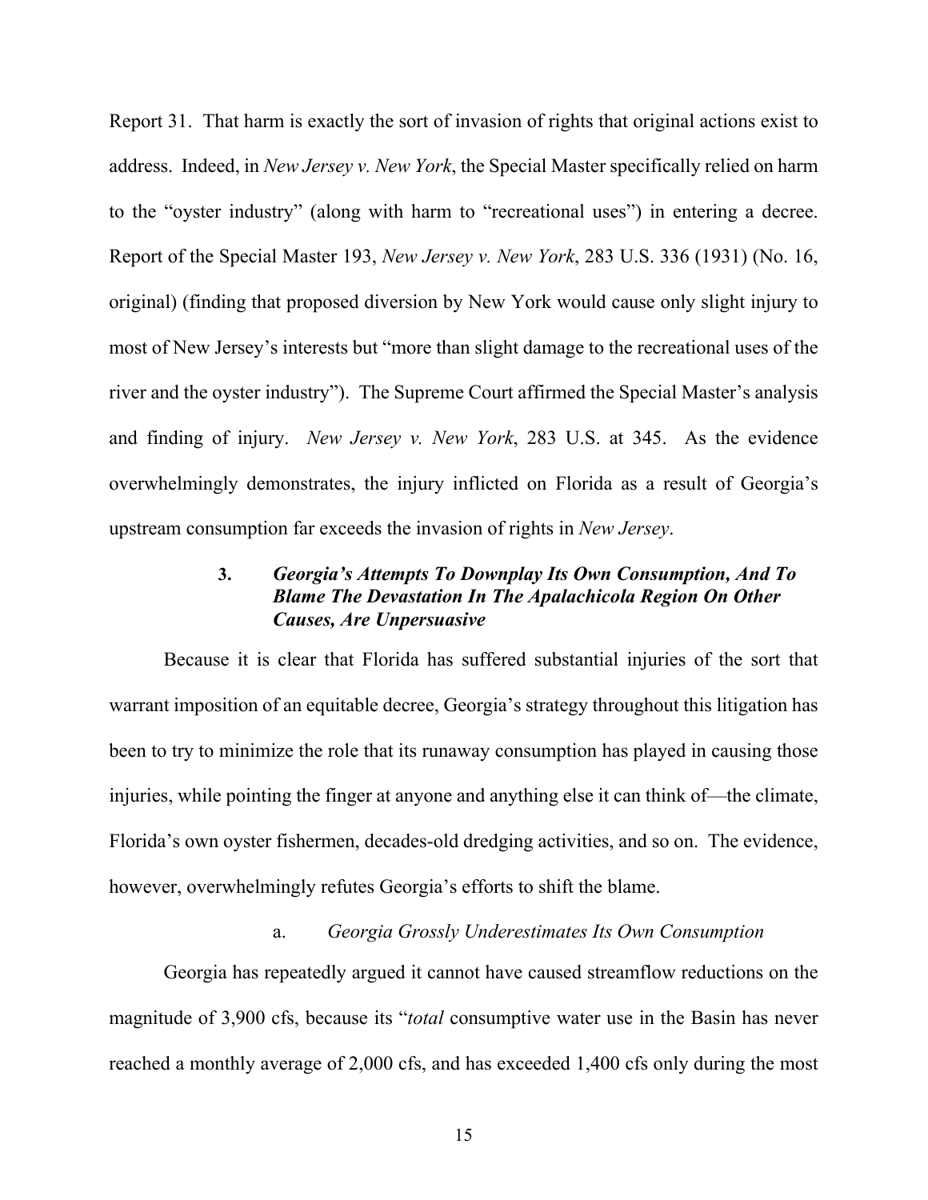Report 31. That harm is exactly the sort of invasion of rights that original actions exist to address. Indeed, in *New Jersey v. New York*, the Special Master specifically relied on harm to the "oyster industry" (along with harm to "recreational uses") in entering a decree. Report of the Special Master 193, *New Jersey v. New York*, 283 U.S. 336 (1931) (No. 16, original) (finding that proposed diversion by New York would cause only slight injury to most of New Jersey's interests but "more than slight damage to the recreational uses of the river and the oyster industry"). The Supreme Court affirmed the Special Master's analysis and finding of injury. *New Jersey v. New York*, 283 U.S. at 345. As the evidence overwhelmingly demonstrates, the injury inflicted on Florida as a result of Georgia's upstream consumption far exceeds the invasion of rights in *New Jersey*.

### 3. *Georgia's Attempts To Downplay Its Own Consumption, And To Blame The Devastation In The Apalachicola Region On Other Causes, Are Unpersuasive*

Because it is clear that Florida has suffered substantial injuries of the sort that warrant imposition of an equitable decree, Georgia's strategy throughout this litigation has been to try to minimize the role that its runaway consumption has played in causing those injuries, while pointing the finger at anyone and anything else it can think of—the climate, Florida's own oyster fishermen, decades-old dredging activities, and so on. The evidence, however, overwhelmingly refutes Georgia's efforts to shift the blame.

#### a. *Georgia Grossly Underestimates Its Own Consumption*

Georgia has repeatedly argued it cannot have caused streamflow reductions on the magnitude of 3,900 cfs, because its "*total* consumptive water use in the Basin has never reached a monthly average of 2,000 cfs, and has exceeded 1,400 cfs only during the most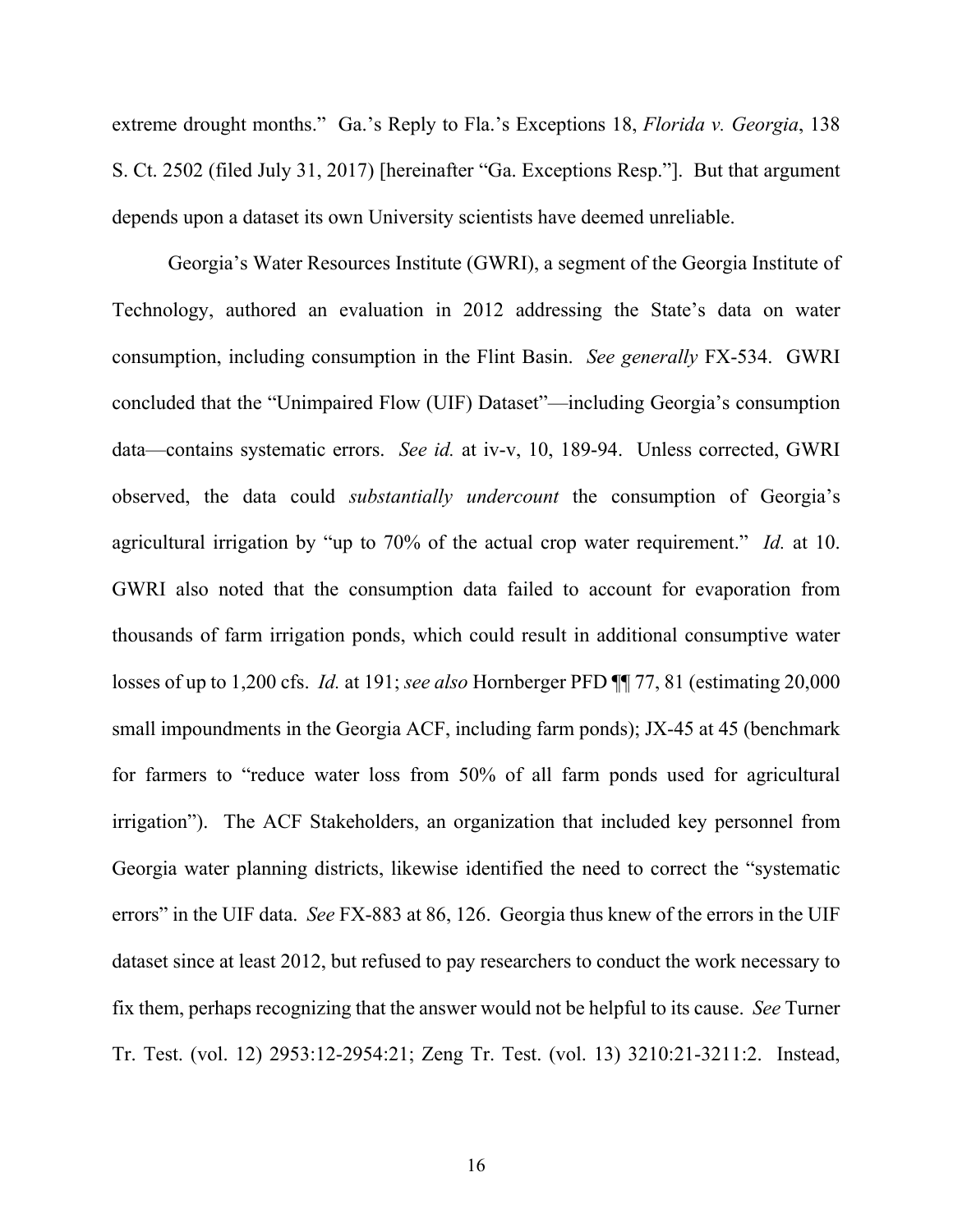extreme drought months." Ga.'s Reply to Fla.'s Exceptions 18, *Florida v. Georgia*, 138 S. Ct. 2502 (filed July 31, 2017) [hereinafter "Ga. Exceptions Resp."]. But that argument depends upon a dataset its own University scientists have deemed unreliable.

Georgia's Water Resources Institute (GWRI), a segment of the Georgia Institute of Technology, authored an evaluation in 2012 addressing the State's data on water consumption, including consumption in the Flint Basin. *See generally* FX-534. GWRI concluded that the "Unimpaired Flow (UIF) Dataset"—including Georgia's consumption data—contains systematic errors. *See id.* at iv-v, 10, 189-94. Unless corrected, GWRI observed, the data could *substantially undercount* the consumption of Georgia's agricultural irrigation by "up to 70% of the actual crop water requirement." *Id.* at 10. GWRI also noted that the consumption data failed to account for evaporation from thousands of farm irrigation ponds, which could result in additional consumptive water losses of up to 1,200 cfs. *Id.* at 191; *see also* Hornberger PFD ¶¶ 77, 81 (estimating 20,000 small impoundments in the Georgia ACF, including farm ponds); JX-45 at 45 (benchmark for farmers to "reduce water loss from 50% of all farm ponds used for agricultural irrigation"). The ACF Stakeholders, an organization that included key personnel from Georgia water planning districts, likewise identified the need to correct the "systematic errors" in the UIF data. *See* FX-883 at 86, 126. Georgia thus knew of the errors in the UIF dataset since at least 2012, but refused to pay researchers to conduct the work necessary to fix them, perhaps recognizing that the answer would not be helpful to its cause. *See* Turner Tr. Test. (vol. 12) 2953:12-2954:21; Zeng Tr. Test. (vol. 13) 3210:21-3211:2. Instead,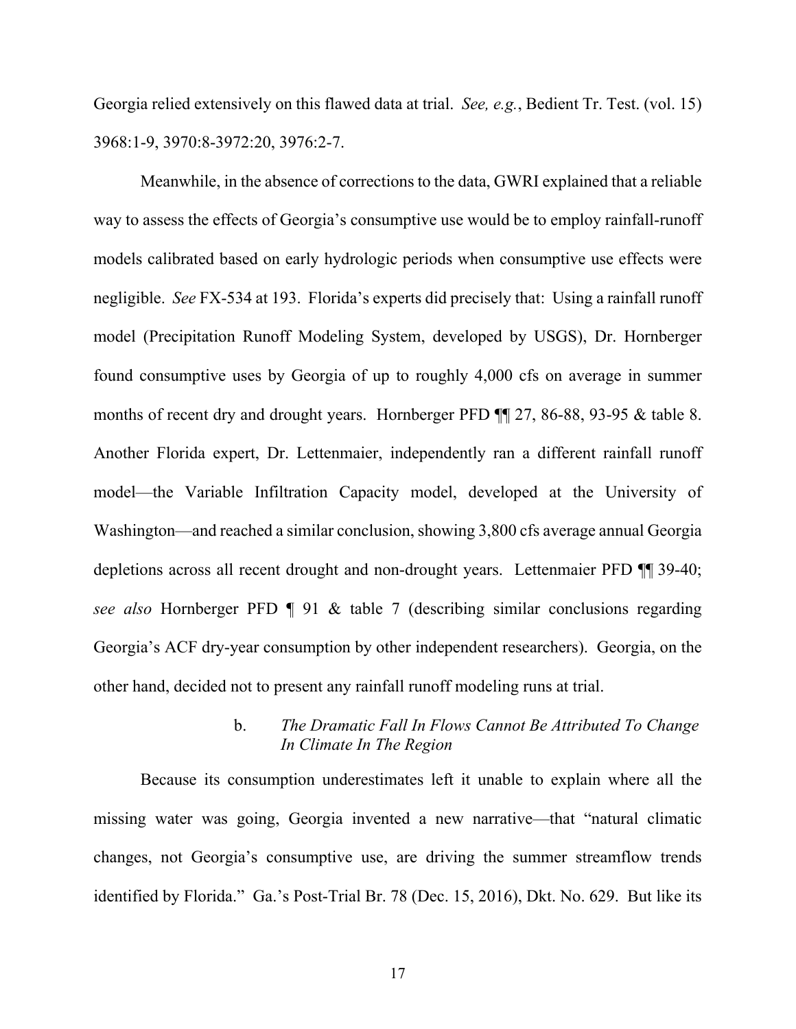Georgia relied extensively on this flawed data at trial. *See, e.g.*, Bedient Tr. Test. (vol. 15) 3968:1-9, 3970:8-3972:20, 3976:2-7.

Meanwhile, in the absence of corrections to the data, GWRI explained that a reliable way to assess the effects of Georgia's consumptive use would be to employ rainfall-runoff models calibrated based on early hydrologic periods when consumptive use effects were negligible. *See* FX-534 at 193. Florida's experts did precisely that: Using a rainfall runoff model (Precipitation Runoff Modeling System, developed by USGS), Dr. Hornberger found consumptive uses by Georgia of up to roughly 4,000 cfs on average in summer months of recent dry and drought years. Hornberger PFD ¶¶ 27, 86-88, 93-95 & table 8. Another Florida expert, Dr. Lettenmaier, independently ran a different rainfall runoff model—the Variable Infiltration Capacity model, developed at the University of Washington—and reached a similar conclusion, showing 3,800 cfs average annual Georgia depletions across all recent drought and non-drought years. Lettenmaier PFD ¶¶ 39-40; *see also* Hornberger PFD ¶ 91 & table 7 (describing similar conclusions regarding Georgia's ACF dry-year consumption by other independent researchers). Georgia, on the other hand, decided not to present any rainfall runoff modeling runs at trial.

b. *The Dramatic Fall In Flows Cannot Be Attributed To Change In Climate In The Region*

Because its consumption underestimates left it unable to explain where all the missing water was going, Georgia invented a new narrative—that "natural climatic changes, not Georgia's consumptive use, are driving the summer streamflow trends identified by Florida." Ga.'s Post-Trial Br. 78 (Dec. 15, 2016), Dkt. No. 629. But like its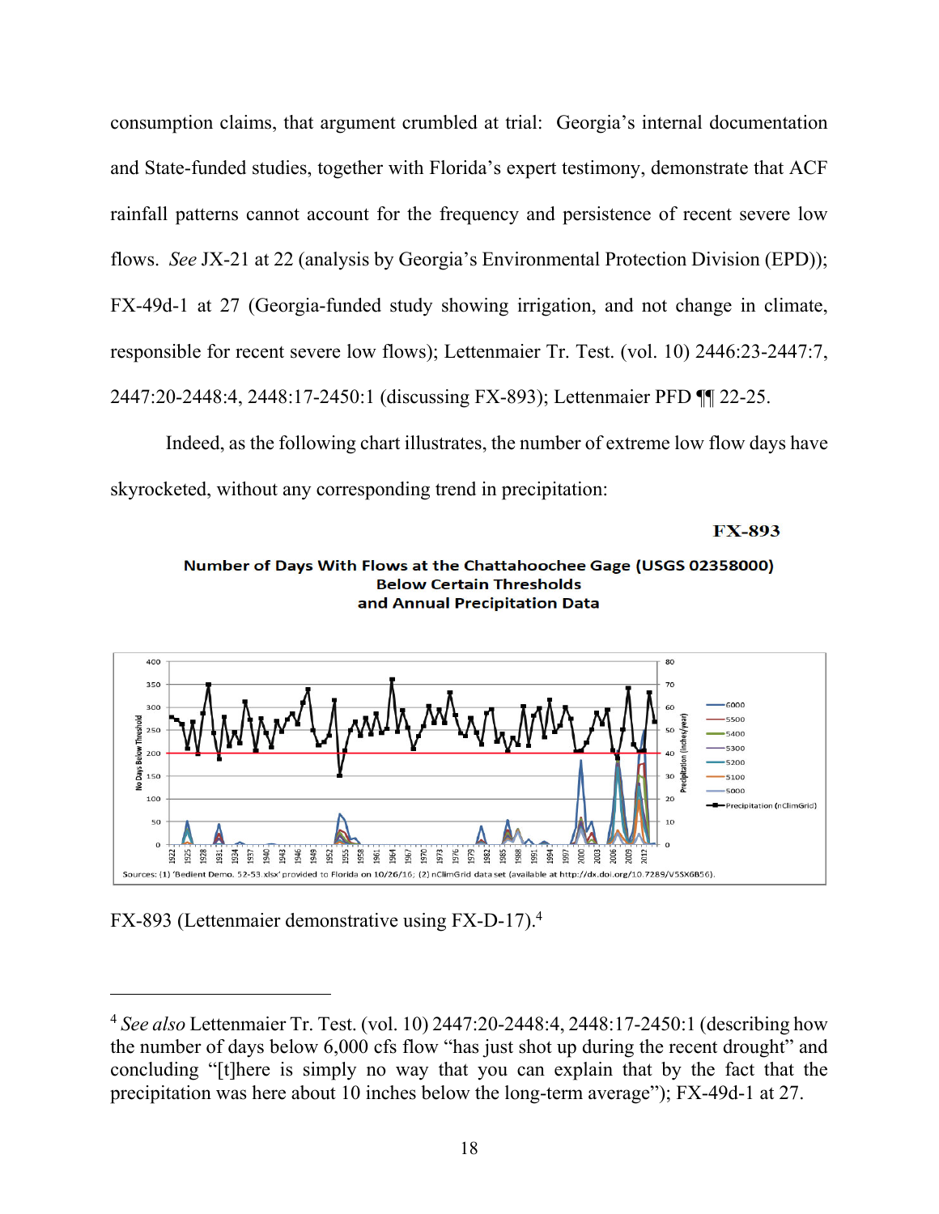consumption claims, that argument crumbled at trial: Georgia's internal documentation and State-funded studies, together with Florida's expert testimony, demonstrate that ACF rainfall patterns cannot account for the frequency and persistence of recent severe low flows. *See* JX-21 at 22 (analysis by Georgia's Environmental Protection Division (EPD)); FX-49d-1 at 27 (Georgia-funded study showing irrigation, and not change in climate, responsible for recent severe low flows); Lettenmaier Tr. Test. (vol. 10) 2446:23-2447:7, 2447:20-2448:4, 2448:17-2450:1 (discussing FX-893); Lettenmaier PFD ¶¶ 22-25.

Indeed, as the following chart illustrates, the number of extreme low flow days have skyrocketed, without any corresponding trend in precipitation:

**FX-893**

**Number of Days With Flows at the Chattahoochee Gage (USGS 02358000) Below Certain Thresholds and Annual Precipitation Data**

Sources: (1) 'Bedient Demo. 52-53.xlsx' provided to Florida on 10/26/16; (2) nClimGrid data set (available at http://dx.doi.org/10.7289/V5SX6B56).

FX-893 (Lettenmaier demonstrative using FX-D-17).[4]

---

[4] *See also* Lettenmaier Tr. Test. (vol. 10) 2447:20-2448:4, 2448:17-2450:1 (describing how the number of days below 6,000 cfs flow "has just shot up during the recent drought" and concluding "[t]here is simply no way that you can explain that by the fact that the precipitation was here about 10 inches below the long-term average"); FX-49d-1 at 27.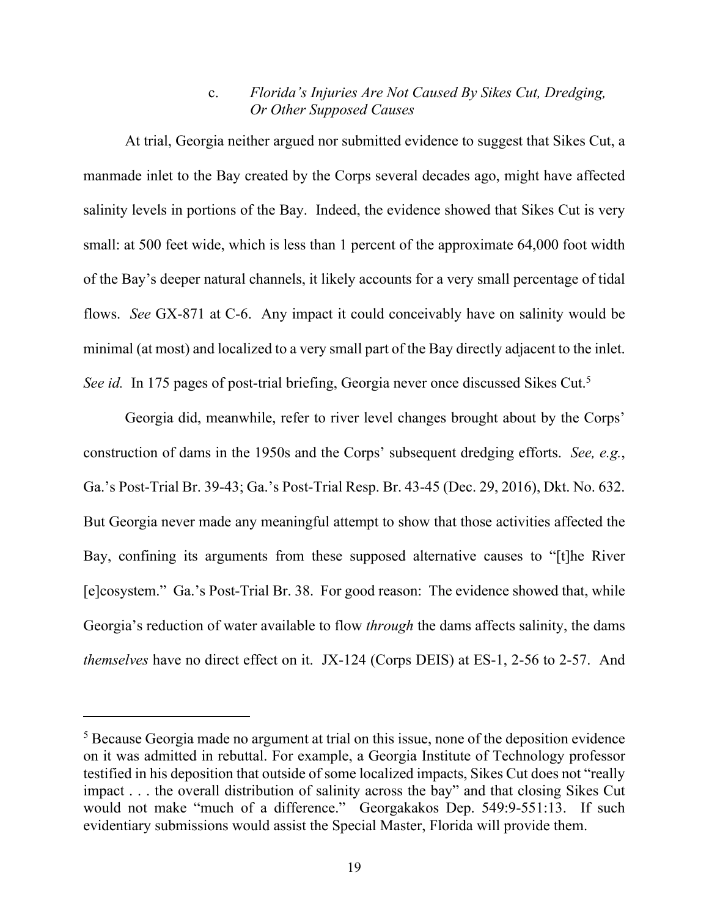### c. *Florida's Injuries Are Not Caused By Sikes Cut, Dredging, Or Other Supposed Causes*

At trial, Georgia neither argued nor submitted evidence to suggest that Sikes Cut, a manmade inlet to the Bay created by the Corps several decades ago, might have affected salinity levels in portions of the Bay. Indeed, the evidence showed that Sikes Cut is very small: at 500 feet wide, which is less than 1 percent of the approximate 64,000 foot width of the Bay's deeper natural channels, it likely accounts for a very small percentage of tidal flows. *See* GX-871 at C-6. Any impact it could conceivably have on salinity would be minimal (at most) and localized to a very small part of the Bay directly adjacent to the inlet. *See id.* In 175 pages of post-trial briefing, Georgia never once discussed Sikes Cut.[5]

Georgia did, meanwhile, refer to river level changes brought about by the Corps' construction of dams in the 1950s and the Corps' subsequent dredging efforts. *See, e.g.*, Ga.'s Post-Trial Br. 39-43; Ga.'s Post-Trial Resp. Br. 43-45 (Dec. 29, 2016), Dkt. No. 632. But Georgia never made any meaningful attempt to show that those activities affected the Bay, confining its arguments from these supposed alternative causes to "[t]he River [e]cosystem." Ga.'s Post-Trial Br. 38. For good reason: The evidence showed that, while Georgia's reduction of water available to flow *through* the dams affects salinity, the dams *themselves* have no direct effect on it. JX-124 (Corps DEIS) at ES-1, 2-56 to 2-57. And

---

[5] Because Georgia made no argument at trial on this issue, none of the deposition evidence on it was admitted in rebuttal. For example, a Georgia Institute of Technology professor testified in his deposition that outside of some localized impacts, Sikes Cut does not "really impact . . . the overall distribution of salinity across the bay" and that closing Sikes Cut would not make "much of a difference." Georgakakos Dep. 549:9-551:13. If such evidentiary submissions would assist the Special Master, Florida will provide them.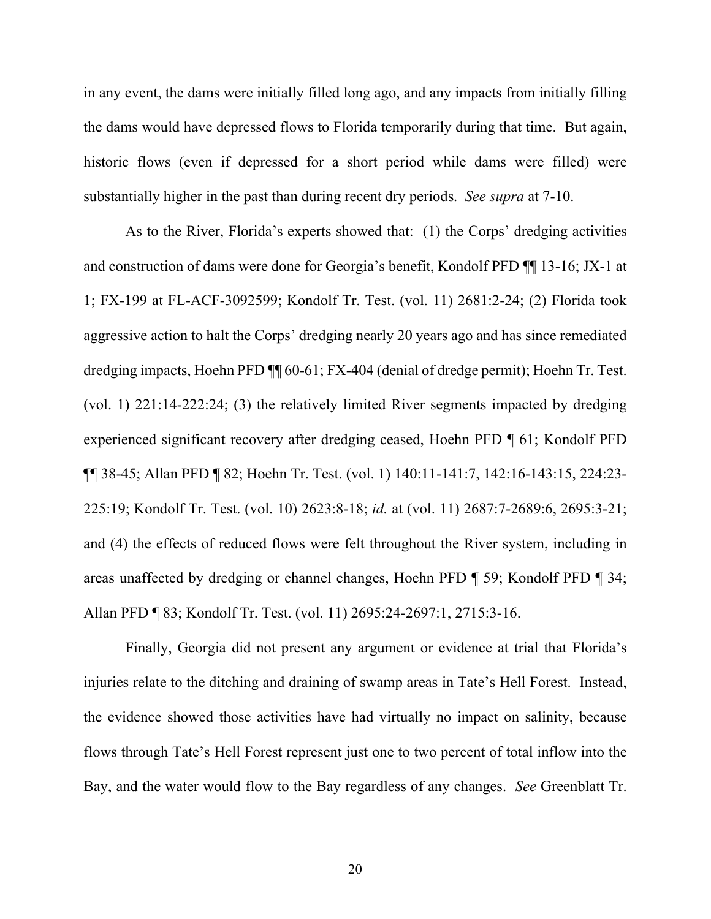in any event, the dams were initially filled long ago, and any impacts from initially filling the dams would have depressed flows to Florida temporarily during that time. But again, historic flows (even if depressed for a short period while dams were filled) were substantially higher in the past than during recent dry periods. *See supra* at 7-10.

As to the River, Florida's experts showed that: (1) the Corps' dredging activities and construction of dams were done for Georgia's benefit, Kondolf PFD ¶¶ 13-16; JX-1 at 1; FX-199 at FL-ACF-3092599; Kondolf Tr. Test. (vol. 11) 2681:2-24; (2) Florida took aggressive action to halt the Corps' dredging nearly 20 years ago and has since remediated dredging impacts, Hoehn PFD ¶¶ 60-61; FX-404 (denial of dredge permit); Hoehn Tr. Test. (vol. 1) 221:14-222:24; (3) the relatively limited River segments impacted by dredging experienced significant recovery after dredging ceased, Hoehn PFD ¶ 61; Kondolf PFD ¶¶ 38-45; Allan PFD ¶ 82; Hoehn Tr. Test. (vol. 1) 140:11-141:7, 142:16-143:15, 224:23-225:19; Kondolf Tr. Test. (vol. 10) 2623:8-18; *id.* at (vol. 11) 2687:7-2689:6, 2695:3-21; and (4) the effects of reduced flows were felt throughout the River system, including in areas unaffected by dredging or channel changes, Hoehn PFD ¶ 59; Kondolf PFD ¶ 34; Allan PFD ¶ 83; Kondolf Tr. Test. (vol. 11) 2695:24-2697:1, 2715:3-16.

Finally, Georgia did not present any argument or evidence at trial that Florida's injuries relate to the ditching and draining of swamp areas in Tate's Hell Forest. Instead, the evidence showed those activities have had virtually no impact on salinity, because flows through Tate's Hell Forest represent just one to two percent of total inflow into the Bay, and the water would flow to the Bay regardless of any changes. *See* Greenblatt Tr.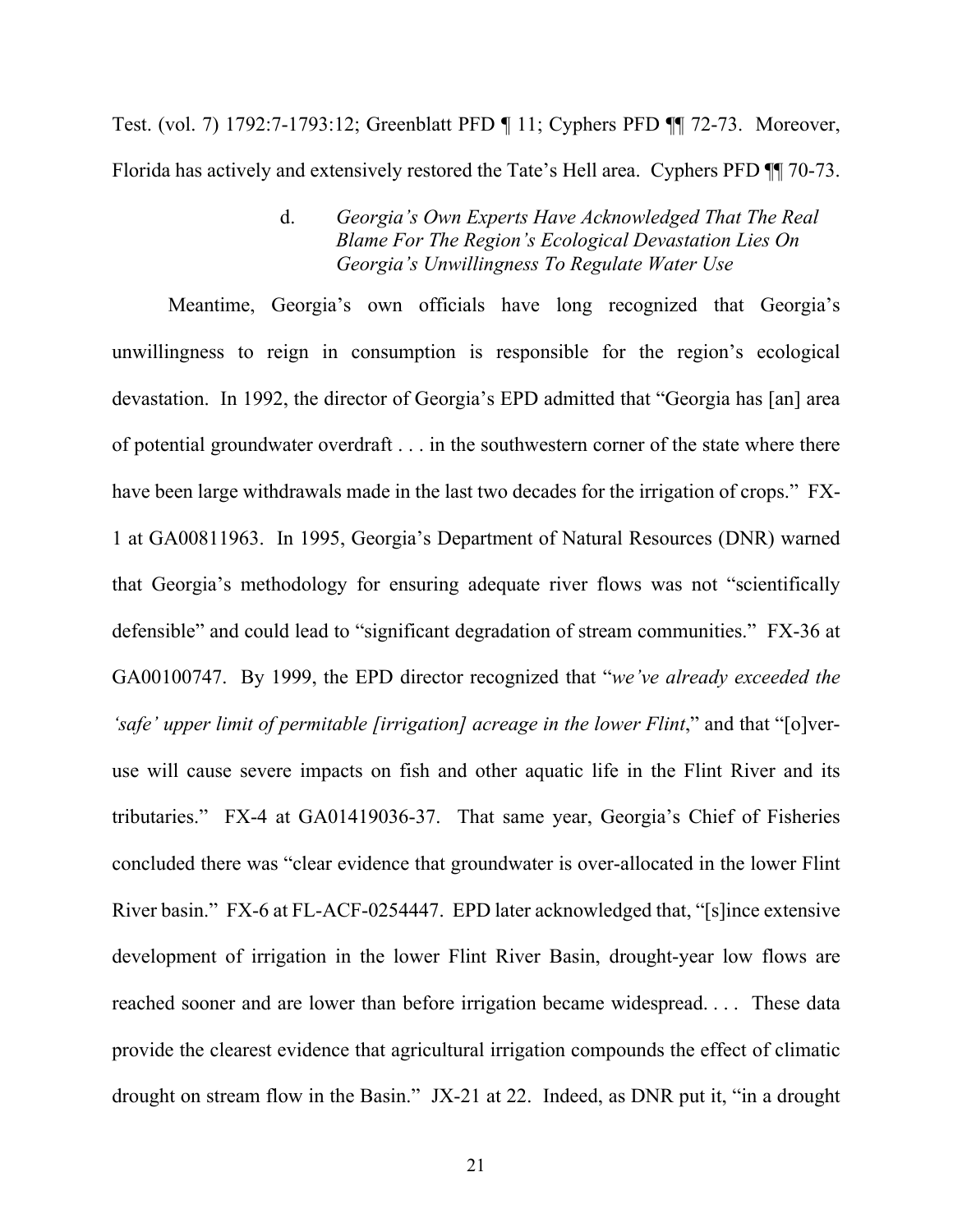Test. (vol. 7) 1792:7-1793:12; Greenblatt PFD ¶ 11; Cyphers PFD ¶¶ 72-73. Moreover, Florida has actively and extensively restored the Tate's Hell area. Cyphers PFD ¶¶ 70-73.

#### d. *Georgia's Own Experts Have Acknowledged That The Real Blame For The Region's Ecological Devastation Lies On Georgia's Unwillingness To Regulate Water Use*

Meantime, Georgia's own officials have long recognized that Georgia's unwillingness to reign in consumption is responsible for the region's ecological devastation. In 1992, the director of Georgia's EPD admitted that "Georgia has [an] area of potential groundwater overdraft . . . in the southwestern corner of the state where there have been large withdrawals made in the last two decades for the irrigation of crops." FX-1 at GA00811963. In 1995, Georgia's Department of Natural Resources (DNR) warned that Georgia's methodology for ensuring adequate river flows was not "scientifically defensible" and could lead to "significant degradation of stream communities." FX-36 at GA00100747. By 1999, the EPD director recognized that "*we've already exceeded the 'safe' upper limit of permitable [irrigation] acreage in the lower Flint*," and that "[o]ver-use will cause severe impacts on fish and other aquatic life in the Flint River and its tributaries." FX-4 at GA01419036-37. That same year, Georgia's Chief of Fisheries concluded there was "clear evidence that groundwater is over-allocated in the lower Flint River basin." FX-6 at FL-ACF-0254447. EPD later acknowledged that, "[s]ince extensive development of irrigation in the lower Flint River Basin, drought-year low flows are reached sooner and are lower than before irrigation became widespread. . . . These data provide the clearest evidence that agricultural irrigation compounds the effect of climatic drought on stream flow in the Basin." JX-21 at 22. Indeed, as DNR put it, "in a drought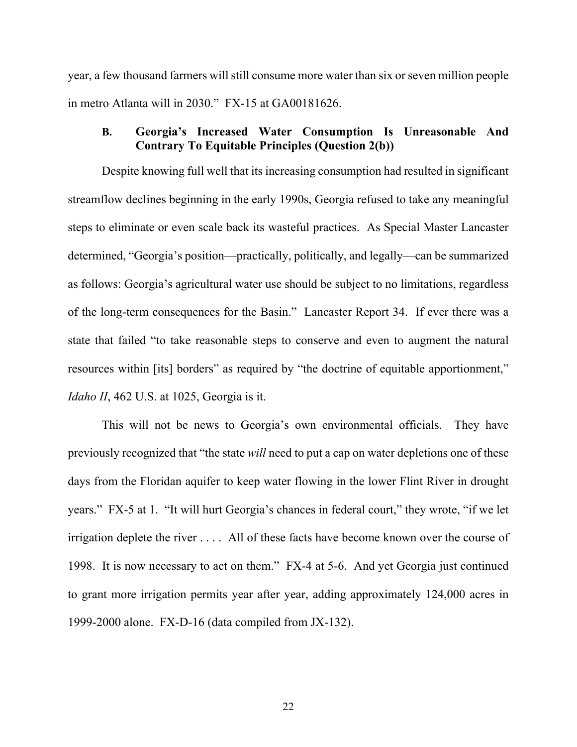year, a few thousand farmers will still consume more water than six or seven million people in metro Atlanta will in 2030." FX-15 at GA00181626.

### B. Georgia's Increased Water Consumption Is Unreasonable And Contrary To Equitable Principles (Question 2(b))

Despite knowing full well that its increasing consumption had resulted in significant streamflow declines beginning in the early 1990s, Georgia refused to take any meaningful steps to eliminate or even scale back its wasteful practices. As Special Master Lancaster determined, "Georgia's position—practically, politically, and legally—can be summarized as follows: Georgia's agricultural water use should be subject to no limitations, regardless of the long-term consequences for the Basin." Lancaster Report 34. If ever there was a state that failed "to take reasonable steps to conserve and even to augment the natural resources within [its] borders" as required by "the doctrine of equitable apportionment," *Idaho II*, 462 U.S. at 1025, Georgia is it.

This will not be news to Georgia's own environmental officials. They have previously recognized that "the state *will* need to put a cap on water depletions one of these days from the Floridan aquifer to keep water flowing in the lower Flint River in drought years." FX-5 at 1. "It will hurt Georgia's chances in federal court," they wrote, "if we let irrigation deplete the river . . . . All of these facts have become known over the course of 1998. It is now necessary to act on them." FX-4 at 5-6. And yet Georgia just continued to grant more irrigation permits year after year, adding approximately 124,000 acres in 1999-2000 alone. FX-D-16 (data compiled from JX-132).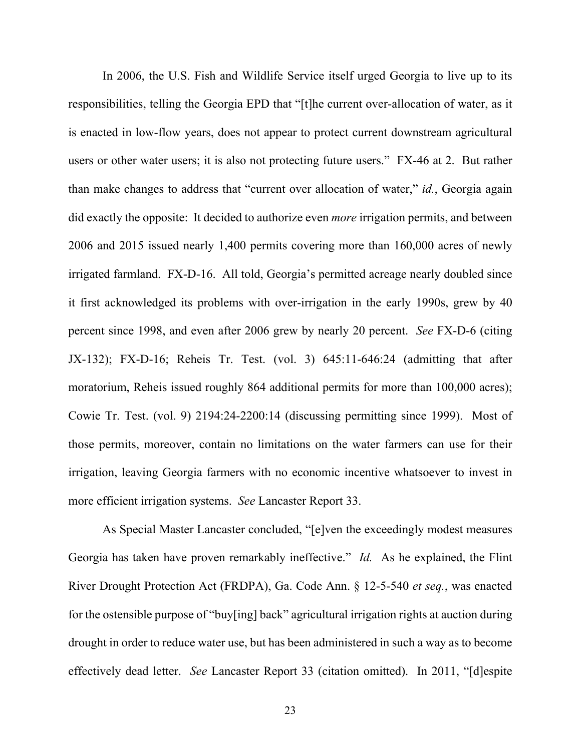In 2006, the U.S. Fish and Wildlife Service itself urged Georgia to live up to its responsibilities, telling the Georgia EPD that "[t]he current over-allocation of water, as it is enacted in low-flow years, does not appear to protect current downstream agricultural users or other water users; it is also not protecting future users." FX-46 at 2. But rather than make changes to address that "current over allocation of water," *id.*, Georgia again did exactly the opposite: It decided to authorize even *more* irrigation permits, and between 2006 and 2015 issued nearly 1,400 permits covering more than 160,000 acres of newly irrigated farmland. FX-D-16. All told, Georgia's permitted acreage nearly doubled since it first acknowledged its problems with over-irrigation in the early 1990s, grew by 40 percent since 1998, and even after 2006 grew by nearly 20 percent. *See* FX-D-6 (citing JX-132); FX-D-16; Reheis Tr. Test. (vol. 3) 645:11-646:24 (admitting that after moratorium, Reheis issued roughly 864 additional permits for more than 100,000 acres); Cowie Tr. Test. (vol. 9) 2194:24-2200:14 (discussing permitting since 1999). Most of those permits, moreover, contain no limitations on the water farmers can use for their irrigation, leaving Georgia farmers with no economic incentive whatsoever to invest in more efficient irrigation systems. *See* Lancaster Report 33.

As Special Master Lancaster concluded, "[e]ven the exceedingly modest measures Georgia has taken have proven remarkably ineffective." *Id.* As he explained, the Flint River Drought Protection Act (FRDPA), Ga. Code Ann. § 12-5-540 *et seq.*, was enacted for the ostensible purpose of "buy[ing] back" agricultural irrigation rights at auction during drought in order to reduce water use, but has been administered in such a way as to become effectively dead letter. *See* Lancaster Report 33 (citation omitted). In 2011, "[d]espite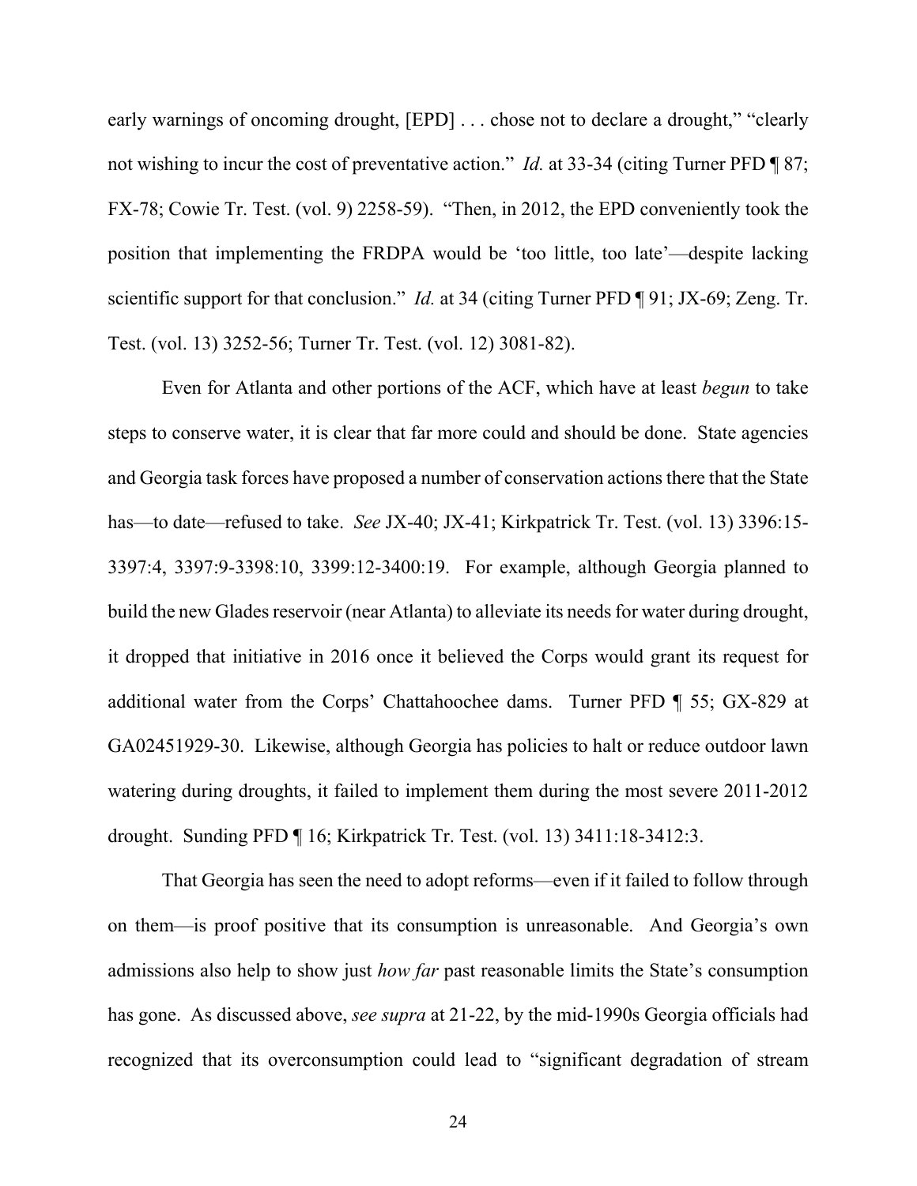early warnings of oncoming drought, [EPD] . . . chose not to declare a drought," "clearly not wishing to incur the cost of preventative action." *Id.* at 33-34 (citing Turner PFD ¶ 87; FX-78; Cowie Tr. Test. (vol. 9) 2258-59). "Then, in 2012, the EPD conveniently took the position that implementing the FRDPA would be 'too little, too late'—despite lacking scientific support for that conclusion." *Id.* at 34 (citing Turner PFD ¶ 91; JX-69; Zeng. Tr. Test. (vol. 13) 3252-56; Turner Tr. Test. (vol. 12) 3081-82).

Even for Atlanta and other portions of the ACF, which have at least *begun* to take steps to conserve water, it is clear that far more could and should be done. State agencies and Georgia task forces have proposed a number of conservation actions there that the State has—to date—refused to take. *See* JX-40; JX-41; Kirkpatrick Tr. Test. (vol. 13) 3396:15-3397:4, 3397:9-3398:10, 3399:12-3400:19. For example, although Georgia planned to build the new Glades reservoir (near Atlanta) to alleviate its needs for water during drought, it dropped that initiative in 2016 once it believed the Corps would grant its request for additional water from the Corps' Chattahoochee dams. Turner PFD ¶ 55; GX-829 at GA02451929-30. Likewise, although Georgia has policies to halt or reduce outdoor lawn watering during droughts, it failed to implement them during the most severe 2011-2012 drought. Sunding PFD ¶ 16; Kirkpatrick Tr. Test. (vol. 13) 3411:18-3412:3.

That Georgia has seen the need to adopt reforms—even if it failed to follow through on them—is proof positive that its consumption is unreasonable. And Georgia's own admissions also help to show just *how far* past reasonable limits the State's consumption has gone. As discussed above, *see supra* at 21-22, by the mid-1990s Georgia officials had recognized that its overconsumption could lead to "significant degradation of stream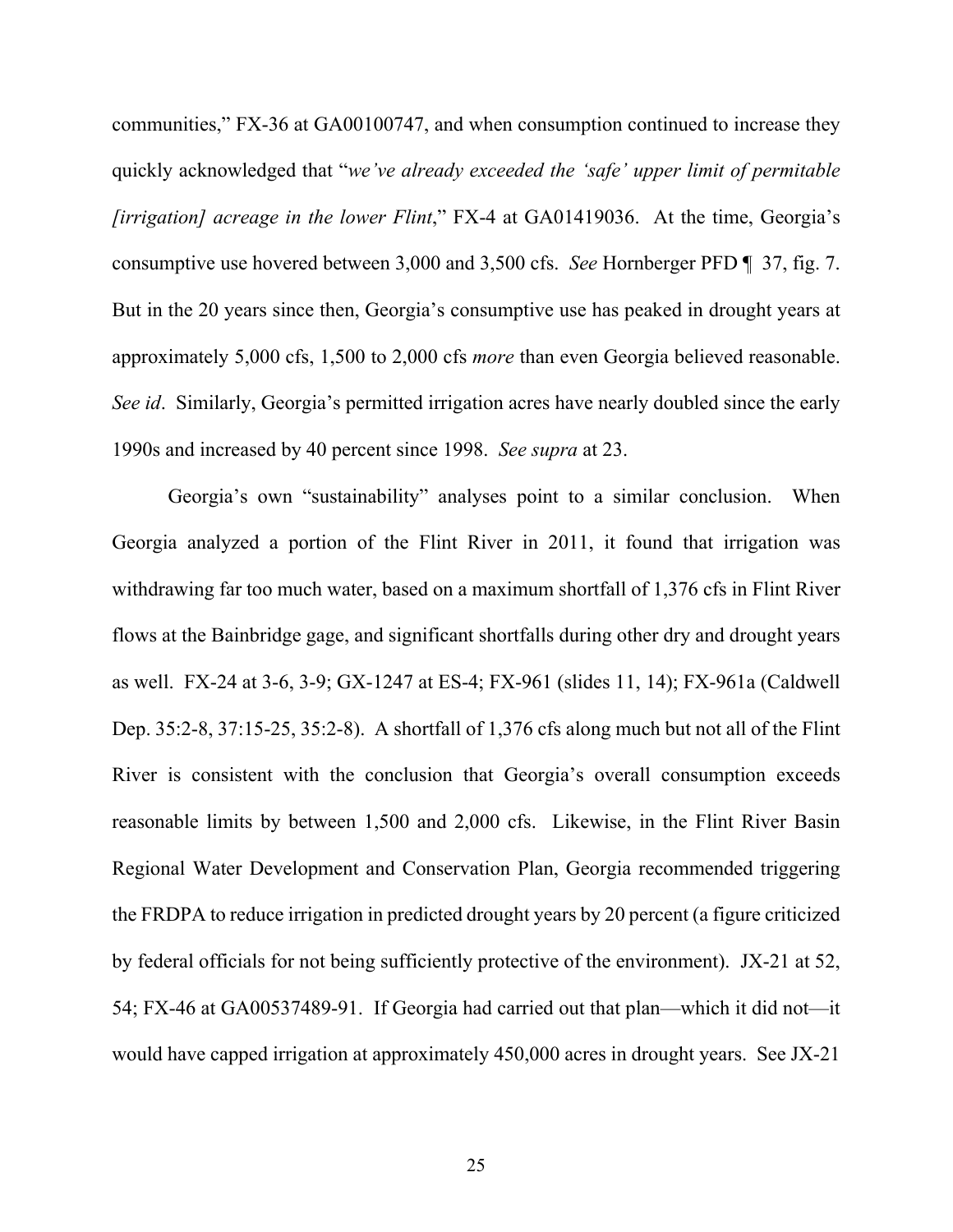communities," FX-36 at GA00100747, and when consumption continued to increase they quickly acknowledged that "*we've already exceeded the 'safe' upper limit of permitable [irrigation] acreage in the lower Flint*," FX-4 at GA01419036. At the time, Georgia's consumptive use hovered between 3,000 and 3,500 cfs. *See* Hornberger PFD ¶ 37, fig. 7. But in the 20 years since then, Georgia's consumptive use has peaked in drought years at approximately 5,000 cfs, 1,500 to 2,000 cfs *more* than even Georgia believed reasonable. *See id*. Similarly, Georgia's permitted irrigation acres have nearly doubled since the early 1990s and increased by 40 percent since 1998. *See supra* at 23.

Georgia's own "sustainability" analyses point to a similar conclusion. When Georgia analyzed a portion of the Flint River in 2011, it found that irrigation was withdrawing far too much water, based on a maximum shortfall of 1,376 cfs in Flint River flows at the Bainbridge gage, and significant shortfalls during other dry and drought years as well. FX-24 at 3-6, 3-9; GX-1247 at ES-4; FX-961 (slides 11, 14); FX-961a (Caldwell Dep. 35:2-8, 37:15-25, 35:2-8). A shortfall of 1,376 cfs along much but not all of the Flint River is consistent with the conclusion that Georgia's overall consumption exceeds reasonable limits by between 1,500 and 2,000 cfs. Likewise, in the Flint River Basin Regional Water Development and Conservation Plan, Georgia recommended triggering the FRDPA to reduce irrigation in predicted drought years by 20 percent (a figure criticized by federal officials for not being sufficiently protective of the environment). JX-21 at 52, 54; FX-46 at GA00537489-91. If Georgia had carried out that plan—which it did not—it would have capped irrigation at approximately 450,000 acres in drought years. See JX-21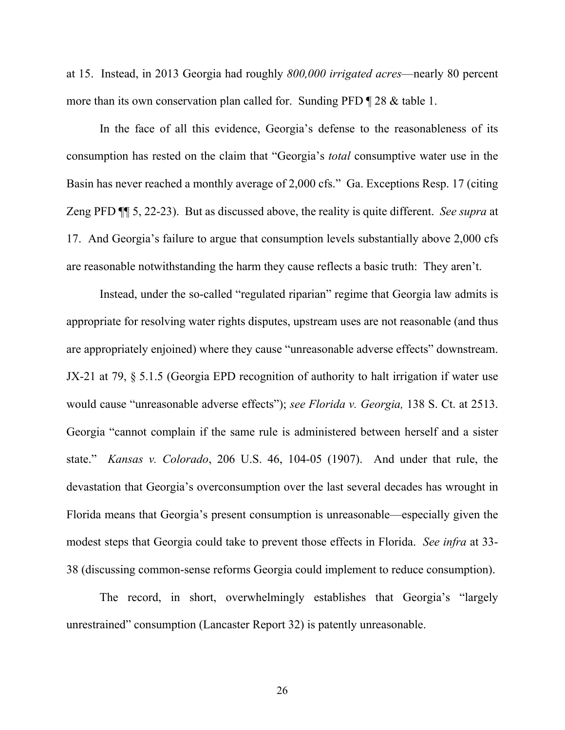at 15. Instead, in 2013 Georgia had roughly *800,000 irrigated acres*—nearly 80 percent more than its own conservation plan called for. Sunding PFD ¶ 28 & table 1.

In the face of all this evidence, Georgia's defense to the reasonableness of its consumption has rested on the claim that "Georgia's *total* consumptive water use in the Basin has never reached a monthly average of 2,000 cfs." Ga. Exceptions Resp. 17 (citing Zeng PFD ¶¶ 5, 22-23). But as discussed above, the reality is quite different. *See supra* at 17. And Georgia's failure to argue that consumption levels substantially above 2,000 cfs are reasonable notwithstanding the harm they cause reflects a basic truth: They aren't.

Instead, under the so-called "regulated riparian" regime that Georgia law admits is appropriate for resolving water rights disputes, upstream uses are not reasonable (and thus are appropriately enjoined) where they cause "unreasonable adverse effects" downstream. JX-21 at 79, § 5.1.5 (Georgia EPD recognition of authority to halt irrigation if water use would cause "unreasonable adverse effects"); *see Florida v. Georgia,* 138 S. Ct. at 2513. Georgia "cannot complain if the same rule is administered between herself and a sister state." *Kansas v. Colorado*, 206 U.S. 46, 104-05 (1907). And under that rule, the devastation that Georgia's overconsumption over the last several decades has wrought in Florida means that Georgia's present consumption is unreasonable—especially given the modest steps that Georgia could take to prevent those effects in Florida. *See infra* at 33-38 (discussing common-sense reforms Georgia could implement to reduce consumption).

The record, in short, overwhelmingly establishes that Georgia's "largely unrestrained" consumption (Lancaster Report 32) is patently unreasonable.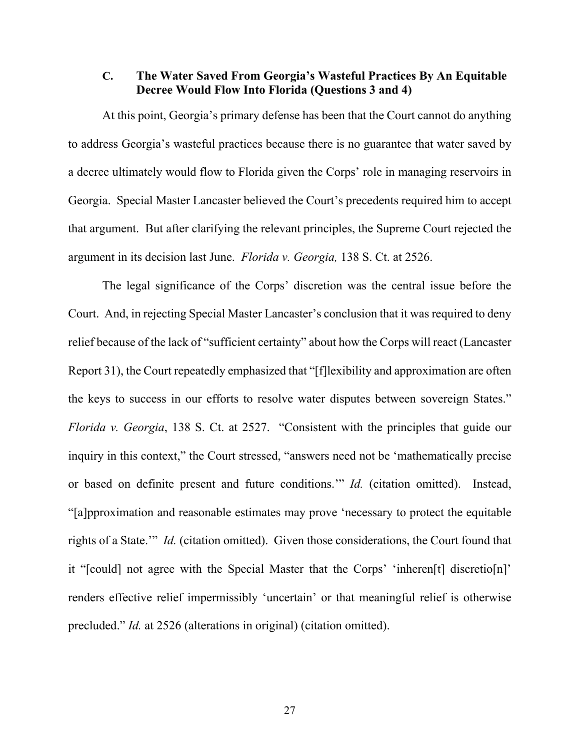### C. The Water Saved From Georgia's Wasteful Practices By An Equitable Decree Would Flow Into Florida (Questions 3 and 4)

At this point, Georgia's primary defense has been that the Court cannot do anything to address Georgia's wasteful practices because there is no guarantee that water saved by a decree ultimately would flow to Florida given the Corps' role in managing reservoirs in Georgia. Special Master Lancaster believed the Court's precedents required him to accept that argument. But after clarifying the relevant principles, the Supreme Court rejected the argument in its decision last June. *Florida v. Georgia,* 138 S. Ct. at 2526.

The legal significance of the Corps' discretion was the central issue before the Court. And, in rejecting Special Master Lancaster's conclusion that it was required to deny relief because of the lack of "sufficient certainty" about how the Corps will react (Lancaster Report 31), the Court repeatedly emphasized that "[f]lexibility and approximation are often the keys to success in our efforts to resolve water disputes between sovereign States." *Florida v. Georgia*, 138 S. Ct. at 2527. "Consistent with the principles that guide our inquiry in this context," the Court stressed, "answers need not be 'mathematically precise or based on definite present and future conditions.'" *Id.* (citation omitted). Instead, "[a]pproximation and reasonable estimates may prove 'necessary to protect the equitable rights of a State.'" *Id.* (citation omitted). Given those considerations, the Court found that it "[could] not agree with the Special Master that the Corps' 'inheren[t] discretio[n]' renders effective relief impermissibly 'uncertain' or that meaningful relief is otherwise precluded." *Id.* at 2526 (alterations in original) (citation omitted).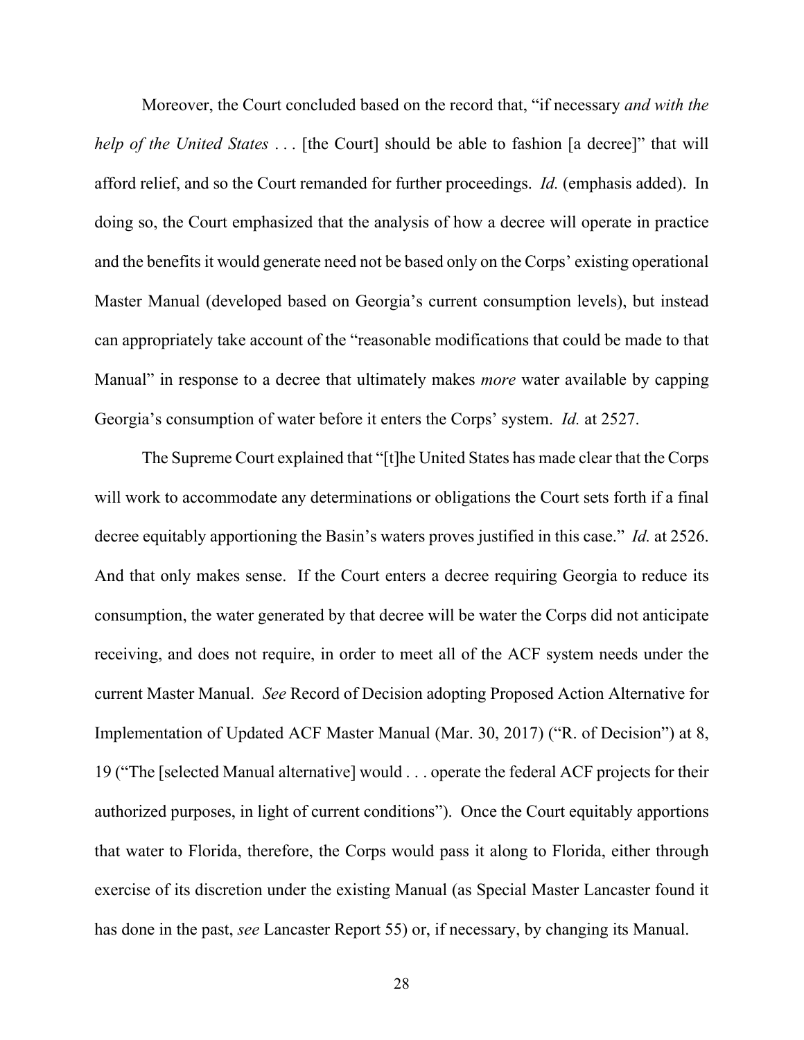Moreover, the Court concluded based on the record that, "if necessary *and with the help of the United States* . . . [the Court] should be able to fashion [a decree]" that will afford relief, and so the Court remanded for further proceedings. *Id.* (emphasis added). In doing so, the Court emphasized that the analysis of how a decree will operate in practice and the benefits it would generate need not be based only on the Corps' existing operational Master Manual (developed based on Georgia's current consumption levels), but instead can appropriately take account of the "reasonable modifications that could be made to that Manual" in response to a decree that ultimately makes *more* water available by capping Georgia's consumption of water before it enters the Corps' system. *Id.* at 2527.

The Supreme Court explained that "[t]he United States has made clear that the Corps will work to accommodate any determinations or obligations the Court sets forth if a final decree equitably apportioning the Basin's waters proves justified in this case." *Id.* at 2526. And that only makes sense. If the Court enters a decree requiring Georgia to reduce its consumption, the water generated by that decree will be water the Corps did not anticipate receiving, and does not require, in order to meet all of the ACF system needs under the current Master Manual. *See* Record of Decision adopting Proposed Action Alternative for Implementation of Updated ACF Master Manual (Mar. 30, 2017) ("R. of Decision") at 8, 19 ("The [selected Manual alternative] would . . . operate the federal ACF projects for their authorized purposes, in light of current conditions"). Once the Court equitably apportions that water to Florida, therefore, the Corps would pass it along to Florida, either through exercise of its discretion under the existing Manual (as Special Master Lancaster found it has done in the past, *see* Lancaster Report 55) or, if necessary, by changing its Manual.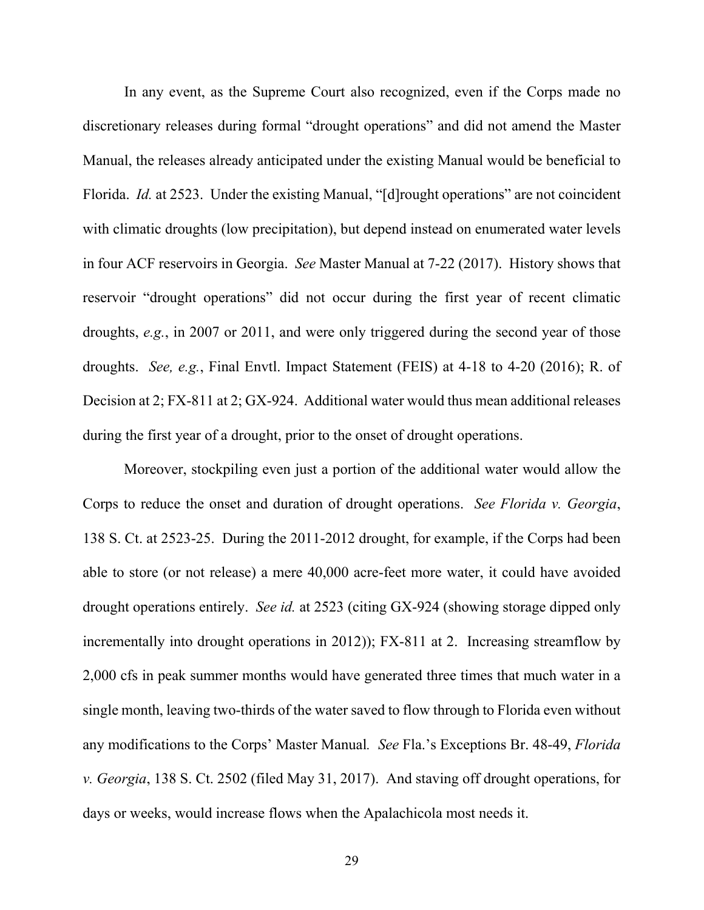In any event, as the Supreme Court also recognized, even if the Corps made no discretionary releases during formal "drought operations" and did not amend the Master Manual, the releases already anticipated under the existing Manual would be beneficial to Florida. *Id.* at 2523. Under the existing Manual, "[d]rought operations" are not coincident with climatic droughts (low precipitation), but depend instead on enumerated water levels in four ACF reservoirs in Georgia. *See* Master Manual at 7-22 (2017). History shows that reservoir "drought operations" did not occur during the first year of recent climatic droughts, *e.g.*, in 2007 or 2011, and were only triggered during the second year of those droughts. *See, e.g.*, Final Envtl. Impact Statement (FEIS) at 4-18 to 4-20 (2016); R. of Decision at 2; FX-811 at 2; GX-924. Additional water would thus mean additional releases during the first year of a drought, prior to the onset of drought operations.

Moreover, stockpiling even just a portion of the additional water would allow the Corps to reduce the onset and duration of drought operations. *See Florida v. Georgia*, 138 S. Ct. at 2523-25. During the 2011-2012 drought, for example, if the Corps had been able to store (or not release) a mere 40,000 acre-feet more water, it could have avoided drought operations entirely. *See id.* at 2523 (citing GX-924 (showing storage dipped only incrementally into drought operations in 2012)); FX-811 at 2. Increasing streamflow by 2,000 cfs in peak summer months would have generated three times that much water in a single month, leaving two-thirds of the water saved to flow through to Florida even without any modifications to the Corps' Master Manual. *See* Fla.'s Exceptions Br. 48-49, *Florida v. Georgia*, 138 S. Ct. 2502 (filed May 31, 2017). And staving off drought operations, for days or weeks, would increase flows when the Apalachicola most needs it.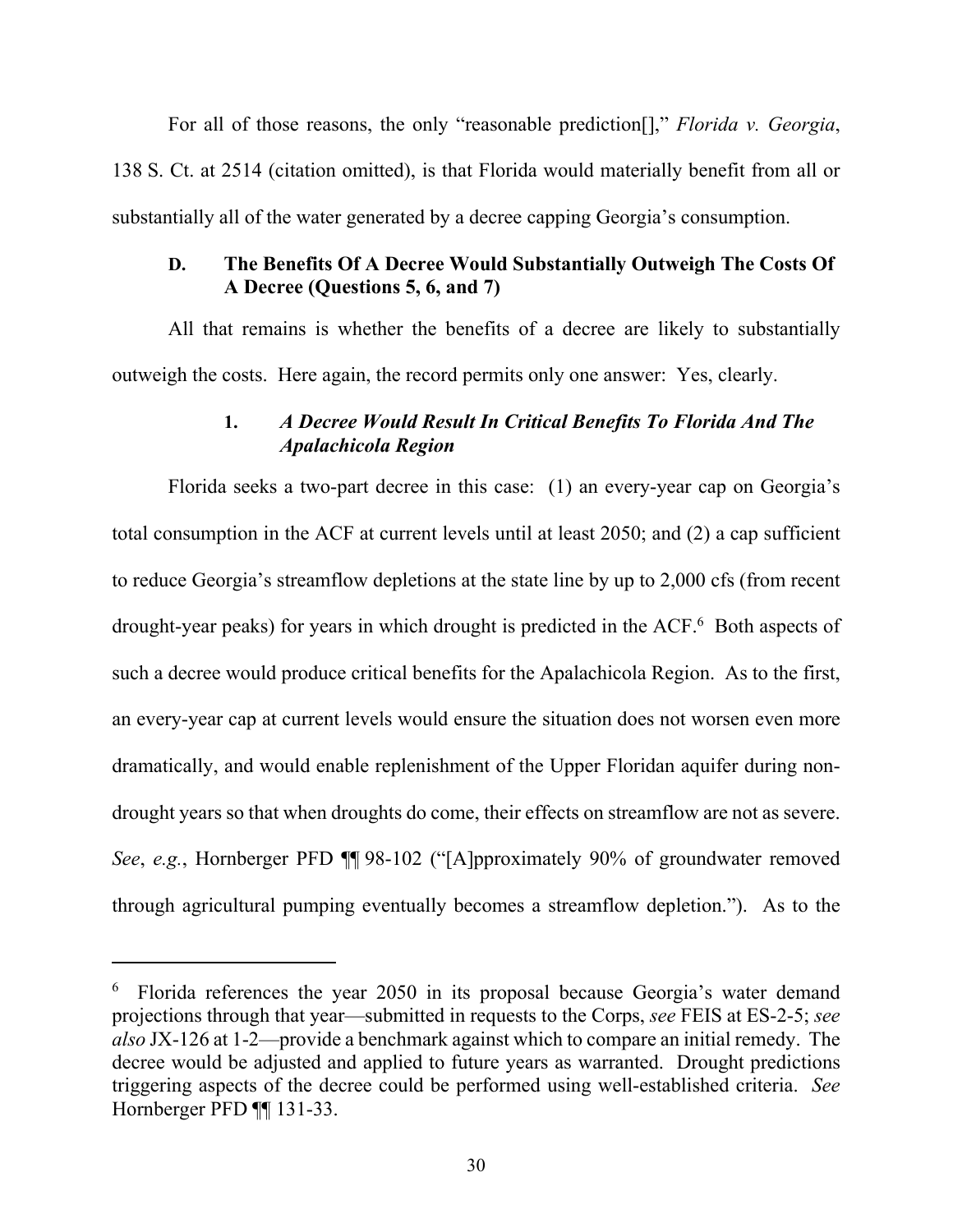For all of those reasons, the only "reasonable prediction[]," *Florida v. Georgia*, 138 S. Ct. at 2514 (citation omitted), is that Florida would materially benefit from all or substantially all of the water generated by a decree capping Georgia's consumption.

### D. The Benefits Of A Decree Would Substantially Outweigh The Costs Of A Decree (Questions 5, 6, and 7)

All that remains is whether the benefits of a decree are likely to substantially outweigh the costs. Here again, the record permits only one answer: Yes, clearly.

#### 1. *A Decree Would Result In Critical Benefits To Florida And The Apalachicola Region*

Florida seeks a two-part decree in this case: (1) an every-year cap on Georgia's total consumption in the ACF at current levels until at least 2050; and (2) a cap sufficient to reduce Georgia's streamflow depletions at the state line by up to 2,000 cfs (from recent drought-year peaks) for years in which drought is predicted in the ACF.[6] Both aspects of such a decree would produce critical benefits for the Apalachicola Region. As to the first, an every-year cap at current levels would ensure the situation does not worsen even more dramatically, and would enable replenishment of the Upper Floridan aquifer during non-drought years so that when droughts do come, their effects on streamflow are not as severe. *See*, *e.g.*, Hornberger PFD ¶¶ 98-102 ("[A]pproximately 90% of groundwater removed through agricultural pumping eventually becomes a streamflow depletion."). As to the

[6] Florida references the year 2050 in its proposal because Georgia's water demand projections through that year—submitted in requests to the Corps, *see* FEIS at ES-2-5; *see also* JX-126 at 1-2—provide a benchmark against which to compare an initial remedy. The decree would be adjusted and applied to future years as warranted. Drought predictions triggering aspects of the decree could be performed using well-established criteria. *See* Hornberger PFD ¶¶ 131-33.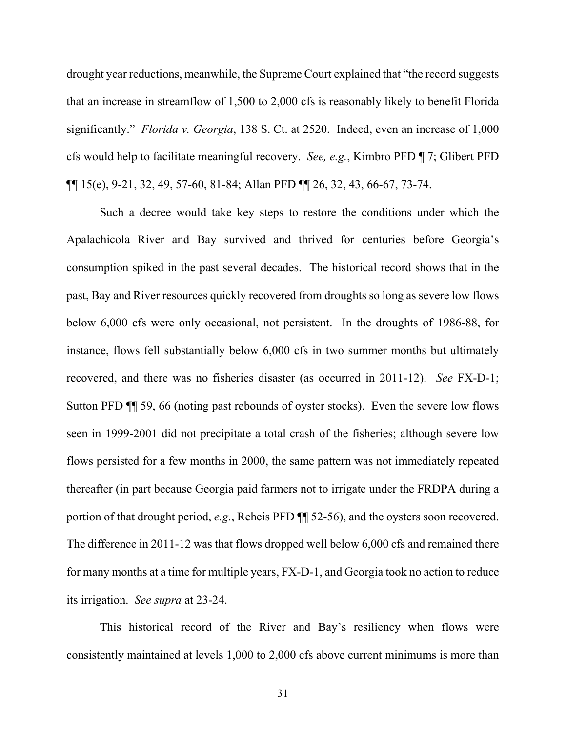drought year reductions, meanwhile, the Supreme Court explained that "the record suggests that an increase in streamflow of 1,500 to 2,000 cfs is reasonably likely to benefit Florida significantly." *Florida v. Georgia*, 138 S. Ct. at 2520. Indeed, even an increase of 1,000 cfs would help to facilitate meaningful recovery. *See, e.g.*, Kimbro PFD ¶ 7; Glibert PFD ¶¶ 15(e), 9-21, 32, 49, 57-60, 81-84; Allan PFD ¶¶ 26, 32, 43, 66-67, 73-74.

Such a decree would take key steps to restore the conditions under which the Apalachicola River and Bay survived and thrived for centuries before Georgia's consumption spiked in the past several decades. The historical record shows that in the past, Bay and River resources quickly recovered from droughts so long as severe low flows below 6,000 cfs were only occasional, not persistent. In the droughts of 1986-88, for instance, flows fell substantially below 6,000 cfs in two summer months but ultimately recovered, and there was no fisheries disaster (as occurred in 2011-12). *See* FX-D-1; Sutton PFD ¶¶ 59, 66 (noting past rebounds of oyster stocks). Even the severe low flows seen in 1999-2001 did not precipitate a total crash of the fisheries; although severe low flows persisted for a few months in 2000, the same pattern was not immediately repeated thereafter (in part because Georgia paid farmers not to irrigate under the FRDPA during a portion of that drought period, *e.g.*, Reheis PFD ¶¶ 52-56), and the oysters soon recovered. The difference in 2011-12 was that flows dropped well below 6,000 cfs and remained there for many months at a time for multiple years, FX-D-1, and Georgia took no action to reduce its irrigation. *See supra* at 23-24.

This historical record of the River and Bay's resiliency when flows were consistently maintained at levels 1,000 to 2,000 cfs above current minimums is more than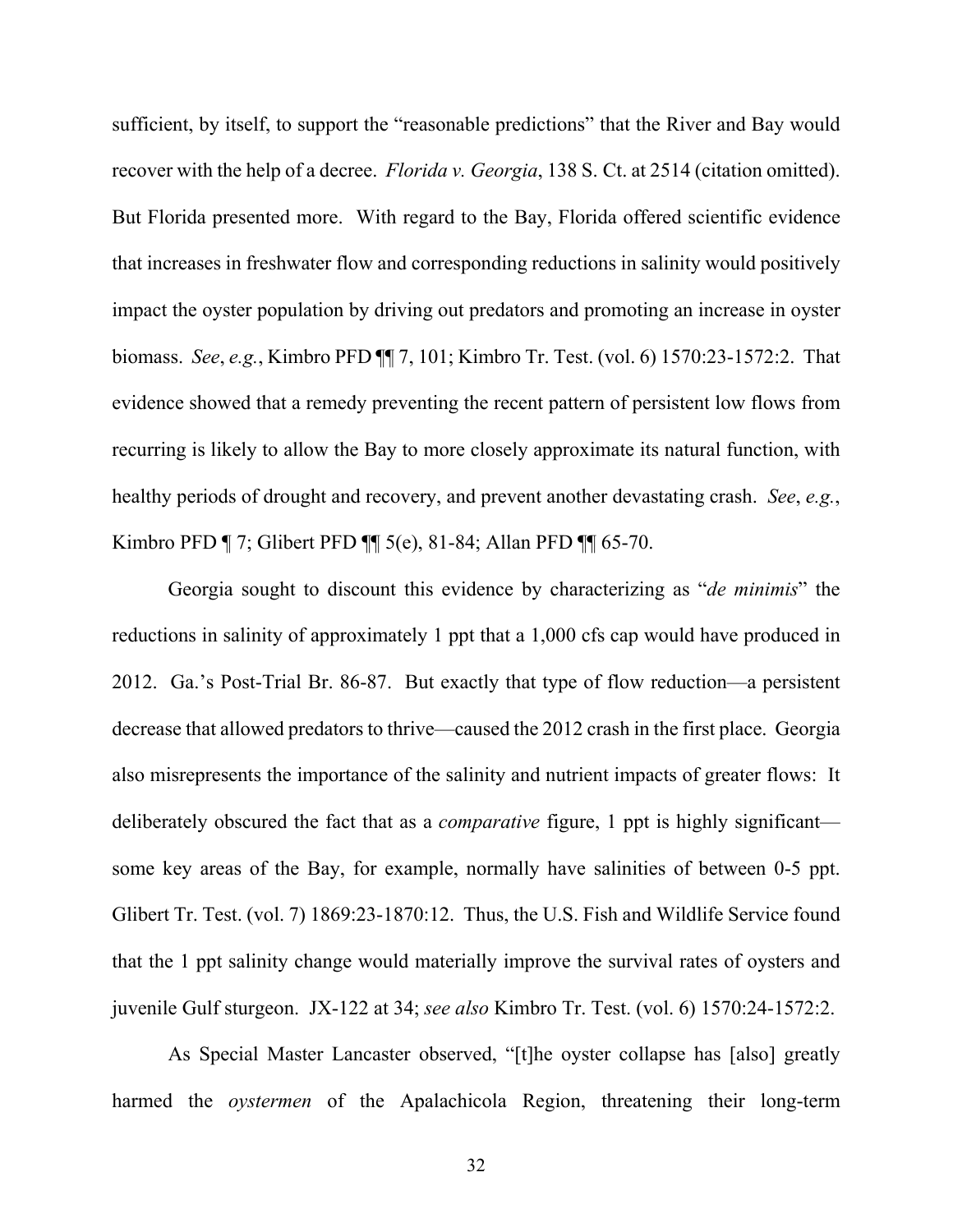sufficient, by itself, to support the "reasonable predictions" that the River and Bay would recover with the help of a decree. *Florida v. Georgia*, 138 S. Ct. at 2514 (citation omitted). But Florida presented more. With regard to the Bay, Florida offered scientific evidence that increases in freshwater flow and corresponding reductions in salinity would positively impact the oyster population by driving out predators and promoting an increase in oyster biomass. *See*, *e.g.*, Kimbro PFD ¶¶ 7, 101; Kimbro Tr. Test. (vol. 6) 1570:23-1572:2. That evidence showed that a remedy preventing the recent pattern of persistent low flows from recurring is likely to allow the Bay to more closely approximate its natural function, with healthy periods of drought and recovery, and prevent another devastating crash. *See*, *e.g.*, Kimbro PFD ¶ 7; Glibert PFD ¶¶ 5(e), 81-84; Allan PFD ¶¶ 65-70.

Georgia sought to discount this evidence by characterizing as "*de minimis*" the reductions in salinity of approximately 1 ppt that a 1,000 cfs cap would have produced in 2012. Ga.'s Post-Trial Br. 86-87. But exactly that type of flow reduction—a persistent decrease that allowed predators to thrive—caused the 2012 crash in the first place. Georgia also misrepresents the importance of the salinity and nutrient impacts of greater flows: It deliberately obscured the fact that as a *comparative* figure, 1 ppt is highly significant—some key areas of the Bay, for example, normally have salinities of between 0-5 ppt. Glibert Tr. Test. (vol. 7) 1869:23-1870:12. Thus, the U.S. Fish and Wildlife Service found that the 1 ppt salinity change would materially improve the survival rates of oysters and juvenile Gulf sturgeon. JX-122 at 34; *see also* Kimbro Tr. Test. (vol. 6) 1570:24-1572:2.

As Special Master Lancaster observed, "[t]he oyster collapse has [also] greatly harmed the *oystermen* of the Apalachicola Region, threatening their long-term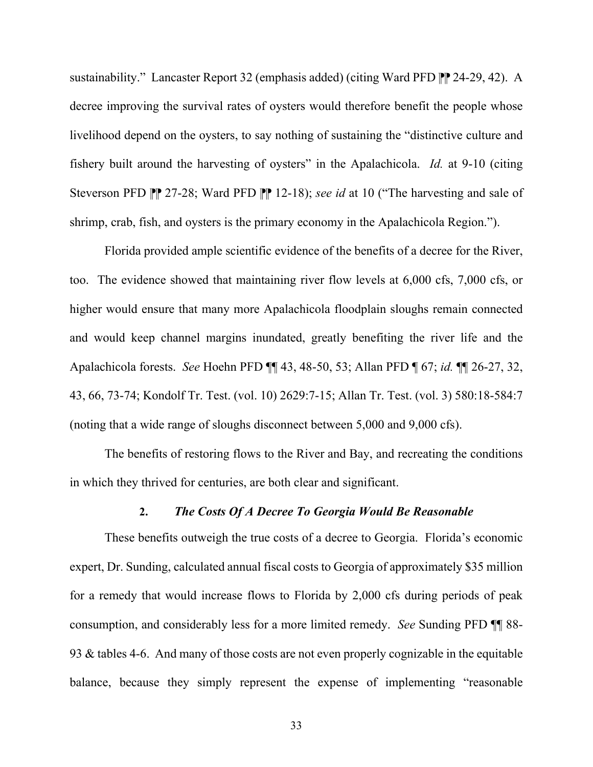sustainability." Lancaster Report 32 (emphasis added) (citing Ward PFD ⁋⁋ 24-29, 42). A decree improving the survival rates of oysters would therefore benefit the people whose livelihood depend on the oysters, to say nothing of sustaining the "distinctive culture and fishery built around the harvesting of oysters" in the Apalachicola. *Id.* at 9-10 (citing Steverson PFD ⁋⁋ 27-28; Ward PFD ⁋⁋ 12-18); *see id* at 10 ("The harvesting and sale of shrimp, crab, fish, and oysters is the primary economy in the Apalachicola Region.").

Florida provided ample scientific evidence of the benefits of a decree for the River, too. The evidence showed that maintaining river flow levels at 6,000 cfs, 7,000 cfs, or higher would ensure that many more Apalachicola floodplain sloughs remain connected and would keep channel margins inundated, greatly benefiting the river life and the Apalachicola forests. *See* Hoehn PFD ¶¶ 43, 48-50, 53; Allan PFD ¶ 67; *id.* ¶¶ 26-27, 32, 43, 66, 73-74; Kondolf Tr. Test. (vol. 10) 2629:7-15; Allan Tr. Test. (vol. 3) 580:18-584:7 (noting that a wide range of sloughs disconnect between 5,000 and 9,000 cfs).

The benefits of restoring flows to the River and Bay, and recreating the conditions in which they thrived for centuries, are both clear and significant.

### 2. *The Costs Of A Decree To Georgia Would Be Reasonable*

These benefits outweigh the true costs of a decree to Georgia. Florida's economic expert, Dr. Sunding, calculated annual fiscal costs to Georgia of approximately $35 million for a remedy that would increase flows to Florida by 2,000 cfs during periods of peak consumption, and considerably less for a more limited remedy. *See* Sunding PFD ¶¶ 88-93 & tables 4-6. And many of those costs are not even properly cognizable in the equitable balance, because they simply represent the expense of implementing "reasonable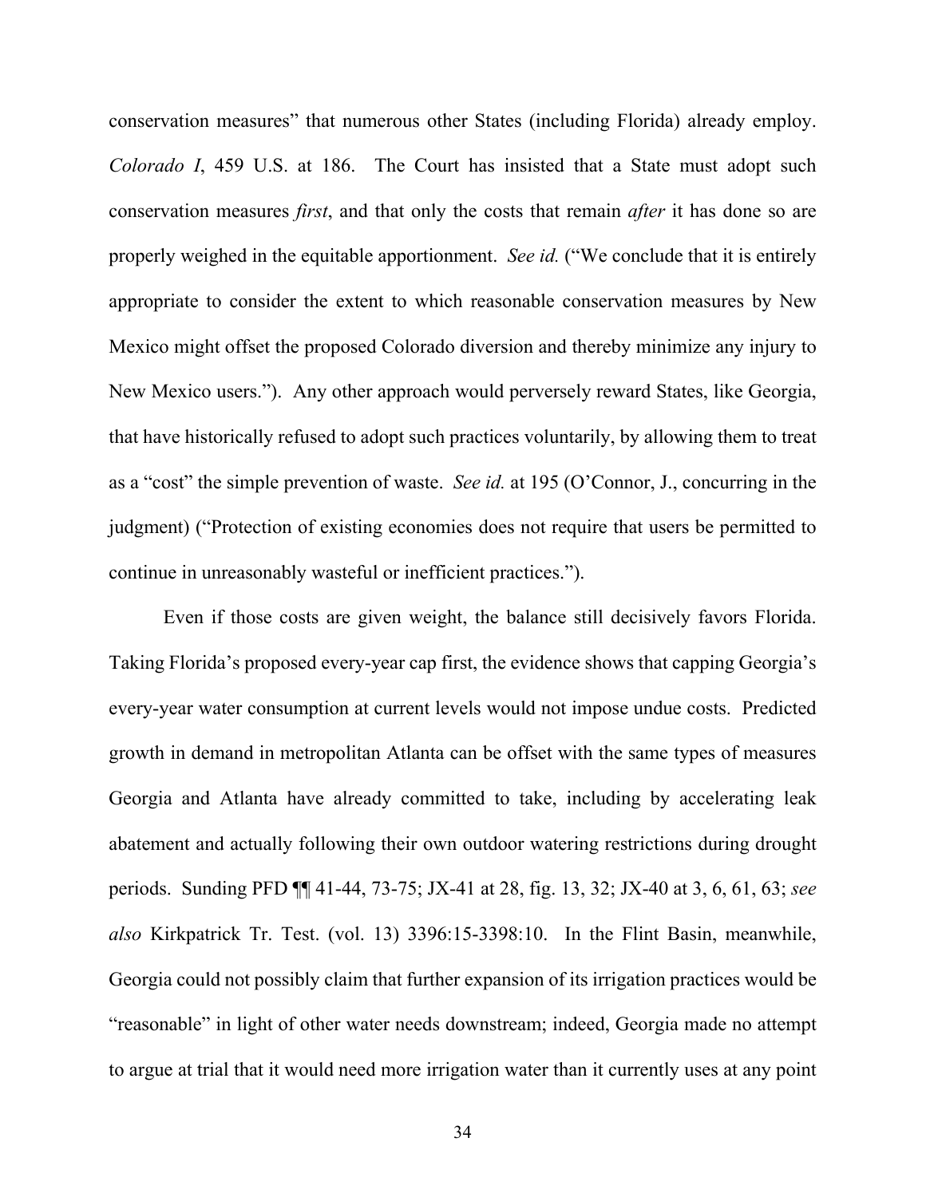conservation measures" that numerous other States (including Florida) already employ. *Colorado I*, 459 U.S. at 186. The Court has insisted that a State must adopt such conservation measures *first*, and that only the costs that remain *after* it has done so are properly weighed in the equitable apportionment. *See id.* ("We conclude that it is entirely appropriate to consider the extent to which reasonable conservation measures by New Mexico might offset the proposed Colorado diversion and thereby minimize any injury to New Mexico users."). Any other approach would perversely reward States, like Georgia, that have historically refused to adopt such practices voluntarily, by allowing them to treat as a "cost" the simple prevention of waste. *See id.* at 195 (O'Connor, J., concurring in the judgment) ("Protection of existing economies does not require that users be permitted to continue in unreasonably wasteful or inefficient practices.").

Even if those costs are given weight, the balance still decisively favors Florida. Taking Florida's proposed every-year cap first, the evidence shows that capping Georgia's every-year water consumption at current levels would not impose undue costs. Predicted growth in demand in metropolitan Atlanta can be offset with the same types of measures Georgia and Atlanta have already committed to take, including by accelerating leak abatement and actually following their own outdoor watering restrictions during drought periods. Sunding PFD ¶¶ 41-44, 73-75; JX-41 at 28, fig. 13, 32; JX-40 at 3, 6, 61, 63; *see also* Kirkpatrick Tr. Test. (vol. 13) 3396:15-3398:10. In the Flint Basin, meanwhile, Georgia could not possibly claim that further expansion of its irrigation practices would be "reasonable" in light of other water needs downstream; indeed, Georgia made no attempt to argue at trial that it would need more irrigation water than it currently uses at any point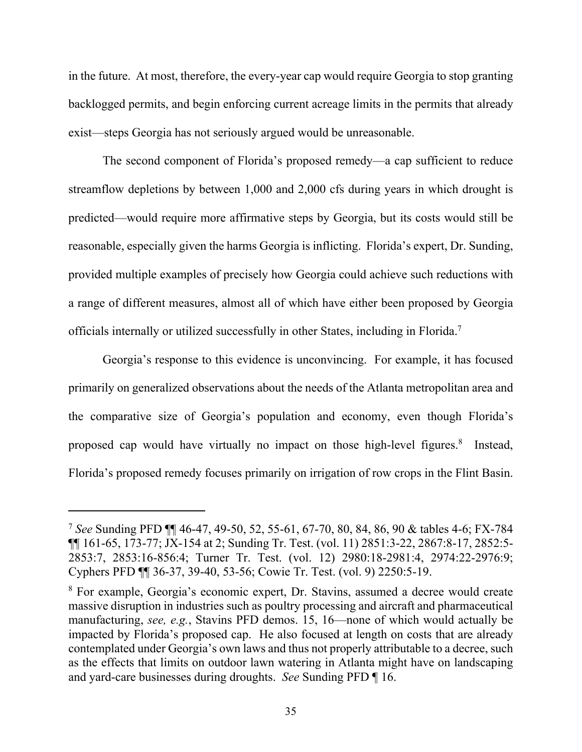in the future. At most, therefore, the every-year cap would require Georgia to stop granting backlogged permits, and begin enforcing current acreage limits in the permits that already exist—steps Georgia has not seriously argued would be unreasonable.

The second component of Florida's proposed remedy—a cap sufficient to reduce streamflow depletions by between 1,000 and 2,000 cfs during years in which drought is predicted—would require more affirmative steps by Georgia, but its costs would still be reasonable, especially given the harms Georgia is inflicting. Florida's expert, Dr. Sunding, provided multiple examples of precisely how Georgia could achieve such reductions with a range of different measures, almost all of which have either been proposed by Georgia officials internally or utilized successfully in other States, including in Florida.[7]

Georgia's response to this evidence is unconvincing. For example, it has focused primarily on generalized observations about the needs of the Atlanta metropolitan area and the comparative size of Georgia's population and economy, even though Florida's proposed cap would have virtually no impact on those high-level figures.[8] Instead, Florida's proposed remedy focuses primarily on irrigation of row crops in the Flint Basin.

---

[7] *See* Sunding PFD ¶¶ 46-47, 49-50, 52, 55-61, 67-70, 80, 84, 86, 90 & tables 4-6; FX-784 ¶¶ 161-65, 173-77; JX-154 at 2; Sunding Tr. Test. (vol. 11) 2851:3-22, 2867:8-17, 2852:5-2853:7, 2853:16-856:4; Turner Tr. Test. (vol. 12) 2980:18-2981:4, 2974:22-2976:9; Cyphers PFD ¶¶ 36-37, 39-40, 53-56; Cowie Tr. Test. (vol. 9) 2250:5-19.

[8] For example, Georgia's economic expert, Dr. Stavins, assumed a decree would create massive disruption in industries such as poultry processing and aircraft and pharmaceutical manufacturing, *see, e.g.*, Stavins PFD demos. 15, 16—none of which would actually be impacted by Florida's proposed cap. He also focused at length on costs that are already contemplated under Georgia's own laws and thus not properly attributable to a decree, such as the effects that limits on outdoor lawn watering in Atlanta might have on landscaping and yard-care businesses during droughts. *See* Sunding PFD ¶ 16.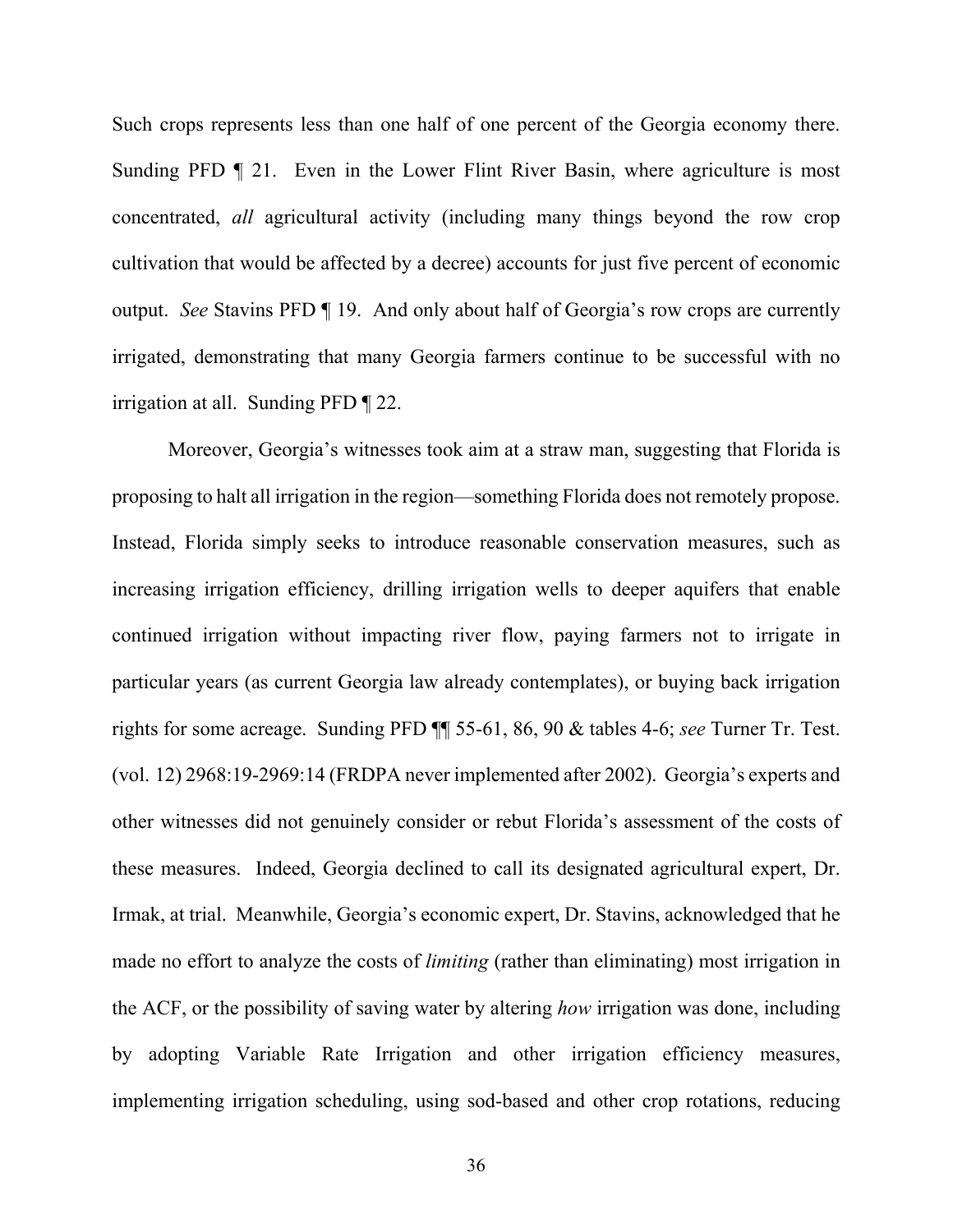Such crops represents less than one half of one percent of the Georgia economy there. Sunding PFD ¶ 21. Even in the Lower Flint River Basin, where agriculture is most concentrated, *all* agricultural activity (including many things beyond the row crop cultivation that would be affected by a decree) accounts for just five percent of economic output. *See* Stavins PFD ¶ 19. And only about half of Georgia's row crops are currently irrigated, demonstrating that many Georgia farmers continue to be successful with no irrigation at all. Sunding PFD ¶ 22.

Moreover, Georgia's witnesses took aim at a straw man, suggesting that Florida is proposing to halt all irrigation in the region—something Florida does not remotely propose. Instead, Florida simply seeks to introduce reasonable conservation measures, such as increasing irrigation efficiency, drilling irrigation wells to deeper aquifers that enable continued irrigation without impacting river flow, paying farmers not to irrigate in particular years (as current Georgia law already contemplates), or buying back irrigation rights for some acreage. Sunding PFD ¶¶ 55-61, 86, 90 & tables 4-6; *see* Turner Tr. Test. (vol. 12) 2968:19-2969:14 (FRDPA never implemented after 2002). Georgia's experts and other witnesses did not genuinely consider or rebut Florida's assessment of the costs of these measures. Indeed, Georgia declined to call its designated agricultural expert, Dr. Irmak, at trial. Meanwhile, Georgia's economic expert, Dr. Stavins, acknowledged that he made no effort to analyze the costs of *limiting* (rather than eliminating) most irrigation in the ACF, or the possibility of saving water by altering *how* irrigation was done, including by adopting Variable Rate Irrigation and other irrigation efficiency measures, implementing irrigation scheduling, using sod-based and other crop rotations, reducing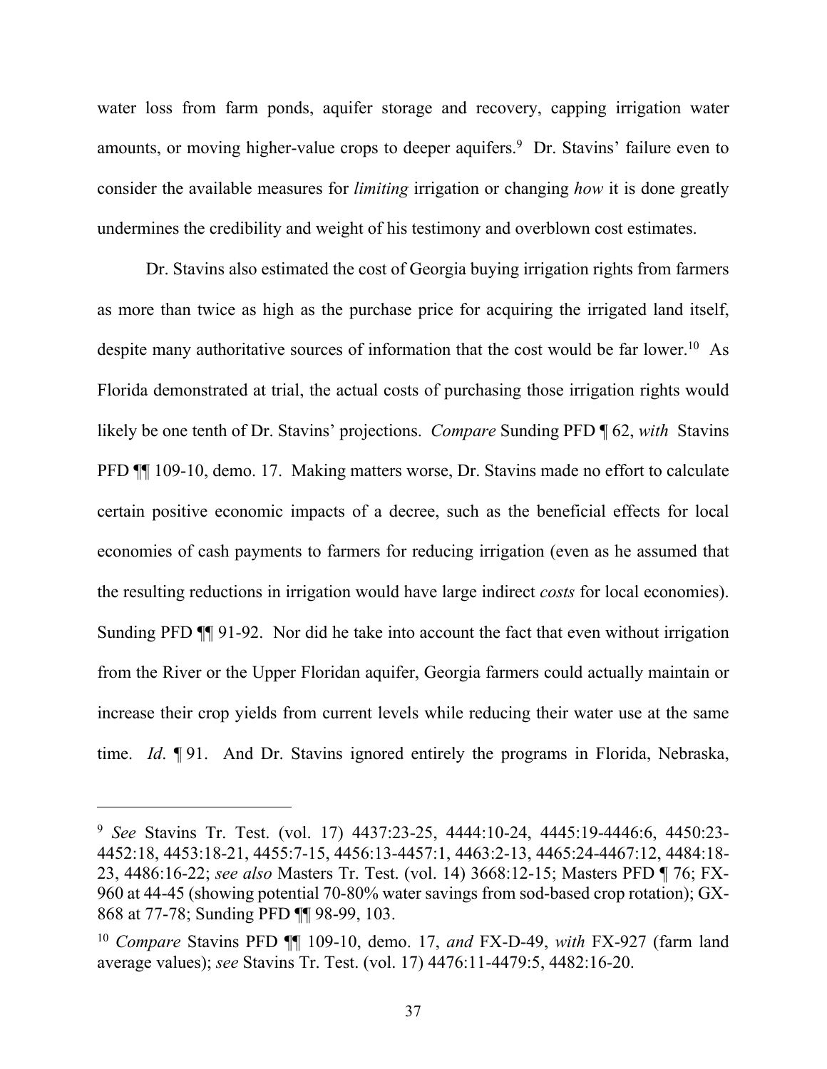water loss from farm ponds, aquifer storage and recovery, capping irrigation water amounts, or moving higher-value crops to deeper aquifers.[9] Dr. Stavins' failure even to consider the available measures for *limiting* irrigation or changing *how* it is done greatly undermines the credibility and weight of his testimony and overblown cost estimates.

Dr. Stavins also estimated the cost of Georgia buying irrigation rights from farmers as more than twice as high as the purchase price for acquiring the irrigated land itself, despite many authoritative sources of information that the cost would be far lower.[10] As Florida demonstrated at trial, the actual costs of purchasing those irrigation rights would likely be one tenth of Dr. Stavins' projections. *Compare* Sunding PFD ¶ 62, *with* Stavins PFD ¶¶ 109-10, demo. 17. Making matters worse, Dr. Stavins made no effort to calculate certain positive economic impacts of a decree, such as the beneficial effects for local economies of cash payments to farmers for reducing irrigation (even as he assumed that the resulting reductions in irrigation would have large indirect *costs* for local economies). Sunding PFD ¶¶ 91-92. Nor did he take into account the fact that even without irrigation from the River or the Upper Floridan aquifer, Georgia farmers could actually maintain or increase their crop yields from current levels while reducing their water use at the same time. *Id*. ¶ 91. And Dr. Stavins ignored entirely the programs in Florida, Nebraska,

---

[9] *See* Stavins Tr. Test. (vol. 17) 4437:23-25, 4444:10-24, 4445:19-4446:6, 4450:23-4452:18, 4453:18-21, 4455:7-15, 4456:13-4457:1, 4463:2-13, 4465:24-4467:12, 4484:18-23, 4486:16-22; *see also* Masters Tr. Test. (vol. 14) 3668:12-15; Masters PFD ¶ 76; FX-960 at 44-45 (showing potential 70-80% water savings from sod-based crop rotation); GX-868 at 77-78; Sunding PFD ¶¶ 98-99, 103.

[10] *Compare* Stavins PFD ¶¶ 109-10, demo. 17, *and* FX-D-49, *with* FX-927 (farm land average values); *see* Stavins Tr. Test. (vol. 17) 4476:11-4479:5, 4482:16-20.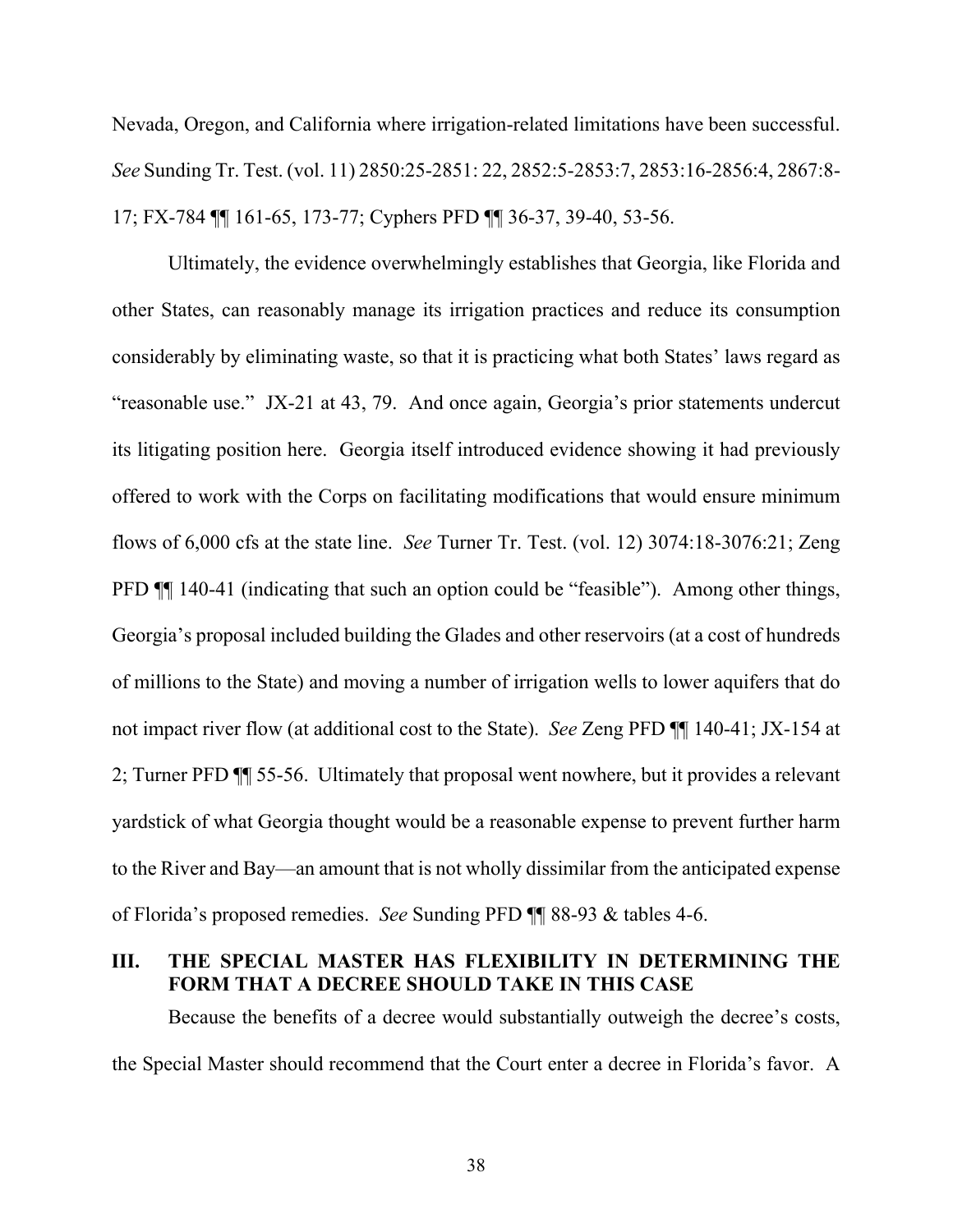Nevada, Oregon, and California where irrigation-related limitations have been successful. *See* Sunding Tr. Test. (vol. 11) 2850:25-2851: 22, 2852:5-2853:7, 2853:16-2856:4, 2867:8-17; FX-784 ¶¶ 161-65, 173-77; Cyphers PFD ¶¶ 36-37, 39-40, 53-56.

Ultimately, the evidence overwhelmingly establishes that Georgia, like Florida and other States, can reasonably manage its irrigation practices and reduce its consumption considerably by eliminating waste, so that it is practicing what both States' laws regard as "reasonable use." JX-21 at 43, 79. And once again, Georgia's prior statements undercut its litigating position here. Georgia itself introduced evidence showing it had previously offered to work with the Corps on facilitating modifications that would ensure minimum flows of 6,000 cfs at the state line. *See* Turner Tr. Test. (vol. 12) 3074:18-3076:21; Zeng PFD ¶¶ 140-41 (indicating that such an option could be "feasible"). Among other things, Georgia's proposal included building the Glades and other reservoirs (at a cost of hundreds of millions to the State) and moving a number of irrigation wells to lower aquifers that do not impact river flow (at additional cost to the State). *See* Zeng PFD ¶¶ 140-41; JX-154 at 2; Turner PFD ¶¶ 55-56. Ultimately that proposal went nowhere, but it provides a relevant yardstick of what Georgia thought would be a reasonable expense to prevent further harm to the River and Bay—an amount that is not wholly dissimilar from the anticipated expense of Florida's proposed remedies. *See* Sunding PFD ¶¶ 88-93 & tables 4-6.

## III. THE SPECIAL MASTER HAS FLEXIBILITY IN DETERMINING THE FORM THAT A DECREE SHOULD TAKE IN THIS CASE

Because the benefits of a decree would substantially outweigh the decree's costs, the Special Master should recommend that the Court enter a decree in Florida's favor. A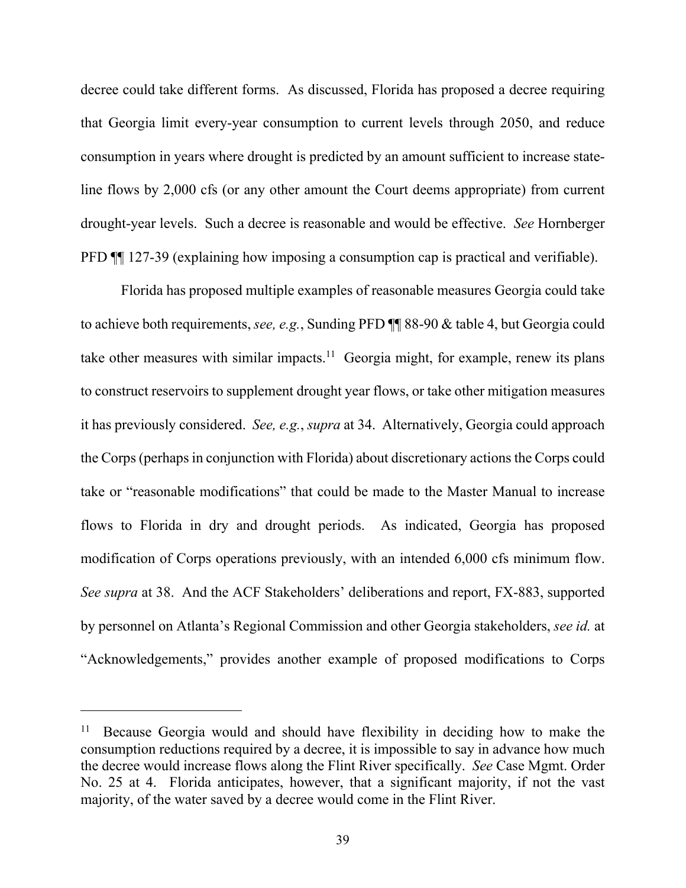decree could take different forms. As discussed, Florida has proposed a decree requiring that Georgia limit every-year consumption to current levels through 2050, and reduce consumption in years where drought is predicted by an amount sufficient to increase state-line flows by 2,000 cfs (or any other amount the Court deems appropriate) from current drought-year levels. Such a decree is reasonable and would be effective. *See* Hornberger PFD ¶¶ 127-39 (explaining how imposing a consumption cap is practical and verifiable).

Florida has proposed multiple examples of reasonable measures Georgia could take to achieve both requirements, *see, e.g.*, Sunding PFD ¶¶ 88-90 & table 4, but Georgia could take other measures with similar impacts.[11] Georgia might, for example, renew its plans to construct reservoirs to supplement drought year flows, or take other mitigation measures it has previously considered. *See, e.g.*, *supra* at 34. Alternatively, Georgia could approach the Corps (perhaps in conjunction with Florida) about discretionary actions the Corps could take or "reasonable modifications" that could be made to the Master Manual to increase flows to Florida in dry and drought periods. As indicated, Georgia has proposed modification of Corps operations previously, with an intended 6,000 cfs minimum flow. *See supra* at 38. And the ACF Stakeholders' deliberations and report, FX-883, supported by personnel on Atlanta's Regional Commission and other Georgia stakeholders, *see id.* at "Acknowledgements," provides another example of proposed modifications to Corps

---

[11] Because Georgia would and should have flexibility in deciding how to make the consumption reductions required by a decree, it is impossible to say in advance how much the decree would increase flows along the Flint River specifically. *See* Case Mgmt. Order No. 25 at 4. Florida anticipates, however, that a significant majority, if not the vast majority, of the water saved by a decree would come in the Flint River.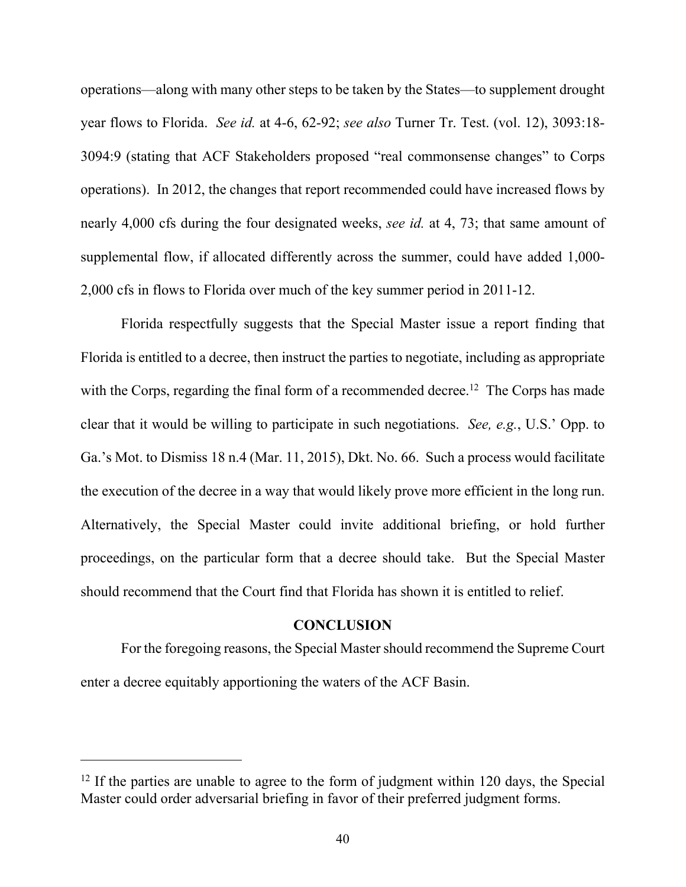operations—along with many other steps to be taken by the States—to supplement drought year flows to Florida. *See id.* at 4-6, 62-92; *see also* Turner Tr. Test. (vol. 12), 3093:18-3094:9 (stating that ACF Stakeholders proposed "real commonsense changes" to Corps operations). In 2012, the changes that report recommended could have increased flows by nearly 4,000 cfs during the four designated weeks, *see id.* at 4, 73; that same amount of supplemental flow, if allocated differently across the summer, could have added 1,000-2,000 cfs in flows to Florida over much of the key summer period in 2011-12.

Florida respectfully suggests that the Special Master issue a report finding that Florida is entitled to a decree, then instruct the parties to negotiate, including as appropriate with the Corps, regarding the final form of a recommended decree.[12] The Corps has made clear that it would be willing to participate in such negotiations. *See, e.g.*, U.S.' Opp. to Ga.'s Mot. to Dismiss 18 n.4 (Mar. 11, 2015), Dkt. No. 66. Such a process would facilitate the execution of the decree in a way that would likely prove more efficient in the long run. Alternatively, the Special Master could invite additional briefing, or hold further proceedings, on the particular form that a decree should take. But the Special Master should recommend that the Court find that Florida has shown it is entitled to relief.

## CONCLUSION

For the foregoing reasons, the Special Master should recommend the Supreme Court enter a decree equitably apportioning the waters of the ACF Basin.

---

[12] If the parties are unable to agree to the form of judgment within 120 days, the Special Master could order adversarial briefing in favor of their preferred judgment forms.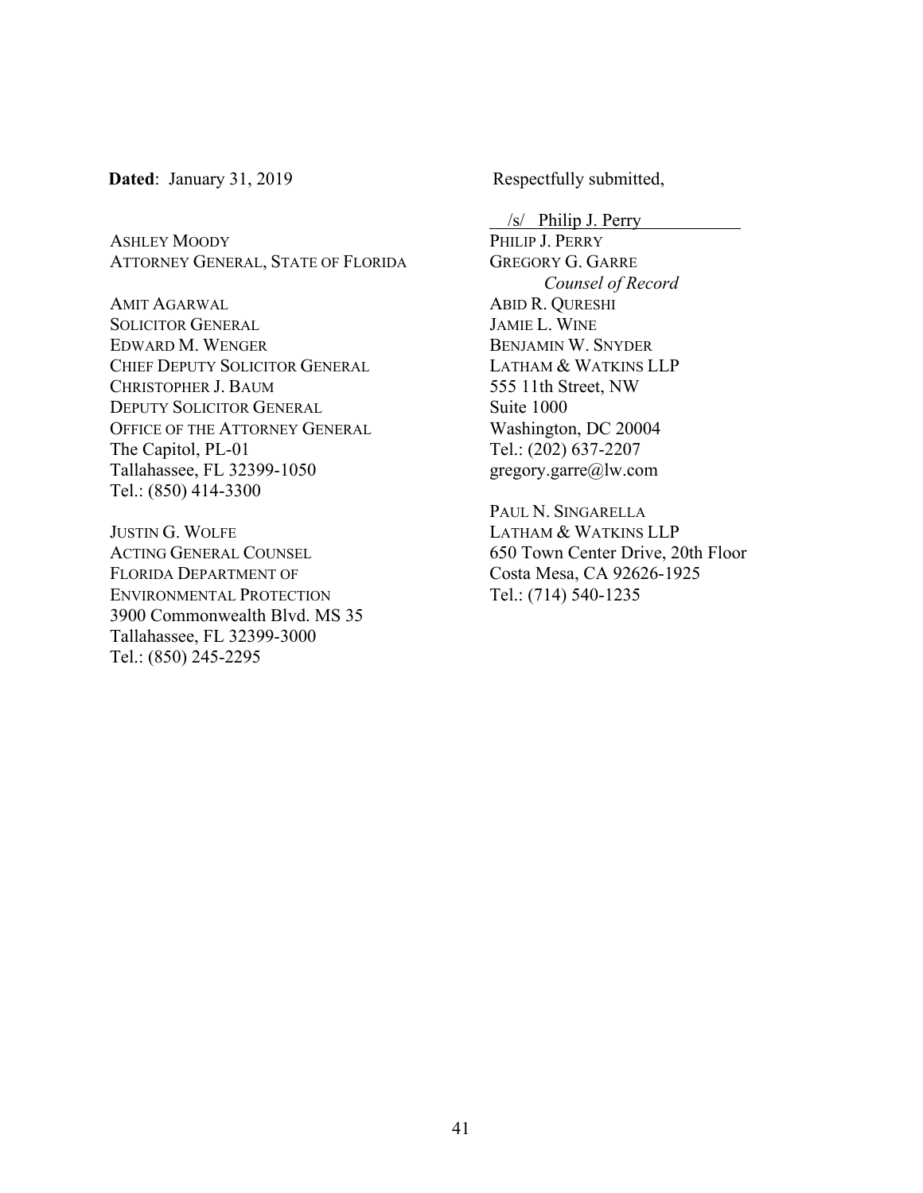**Dated**: January 31, 2019

Respectfully submitted,

/s/ Philip J. Perry

PHILIP J. PERRY
GREGORY G. GARRE
*Counsel of Record*
ABID R. QURESHI
JAMIE L. WINE
BENJAMIN W. SNYDER
LATHAM & WATKINS LLP
555 11th Street, NW
Suite 1000
Washington, DC 20004
Tel.: (202) 637-2207
gregory.garre@lw.com

PAUL N. SINGARELLA
LATHAM & WATKINS LLP
650 Town Center Drive, 20th Floor
Costa Mesa, CA 92626-1925
Tel.: (714) 540-1235

ASHLEY MOODY
ATTORNEY GENERAL, STATE OF FLORIDA

AMIT AGARWAL
SOLICITOR GENERAL
EDWARD M. WENGER
CHIEF DEPUTY SOLICITOR GENERAL
CHRISTOPHER J. BAUM
DEPUTY SOLICITOR GENERAL
OFFICE OF THE ATTORNEY GENERAL
The Capitol, PL-01
Tallahassee, FL 32399-1050
Tel.: (850) 414-3300

JUSTIN G. WOLFE
ACTING GENERAL COUNSEL
FLORIDA DEPARTMENT OF
ENVIRONMENTAL PROTECTION
3900 Commonwealth Blvd. MS 35
Tallahassee, FL 32399-3000
Tel.: (850) 245-2295